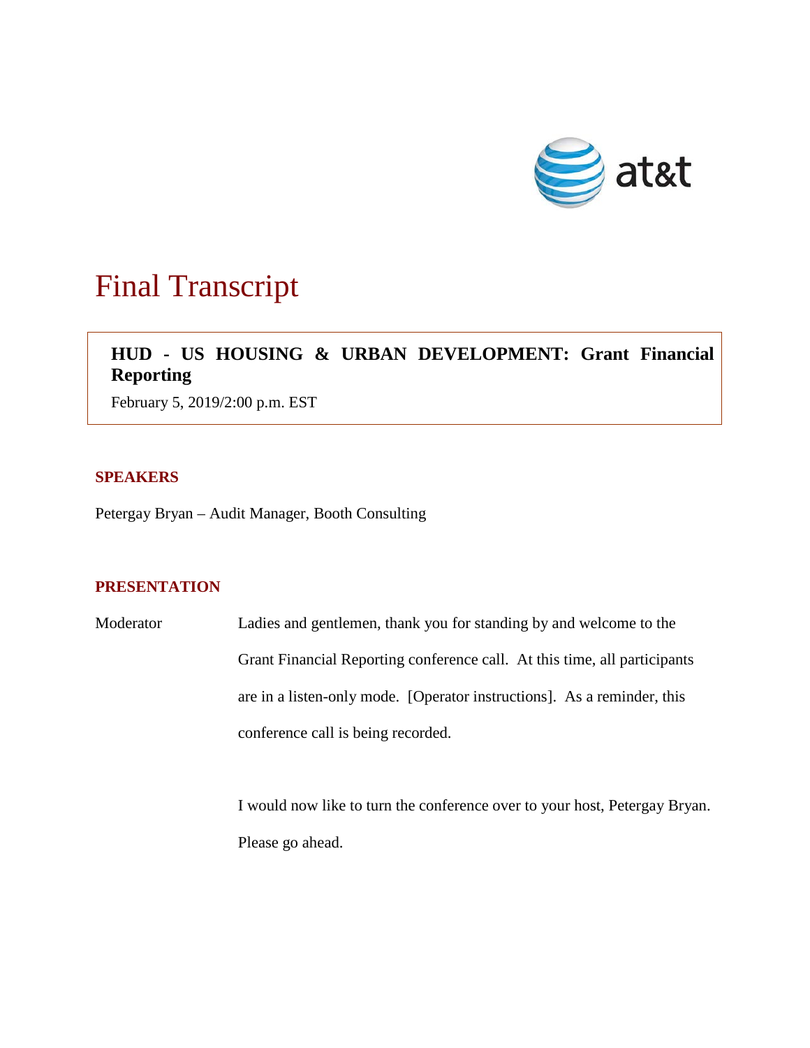# Final Transcript

**HUD - US HOUSING & URBAN DEVELOPMENT: Grant Financial Reporting**

February 5, 2019/2:00 p.m. EST

## SPEAKERS

Petergay Bryan – Audit Manager, Booth Consulting

## PRESENTATION

Moderator: Ladies and gentlemen, thank you for standing by and welcome to the Grant Financial Reporting conference call. At this time, all participants are in a listen-only mode. [Operator instructions]. As a reminder, this conference call is being recorded.

I would now like to turn the conference over to your host, Petergay Bryan. Please go ahead.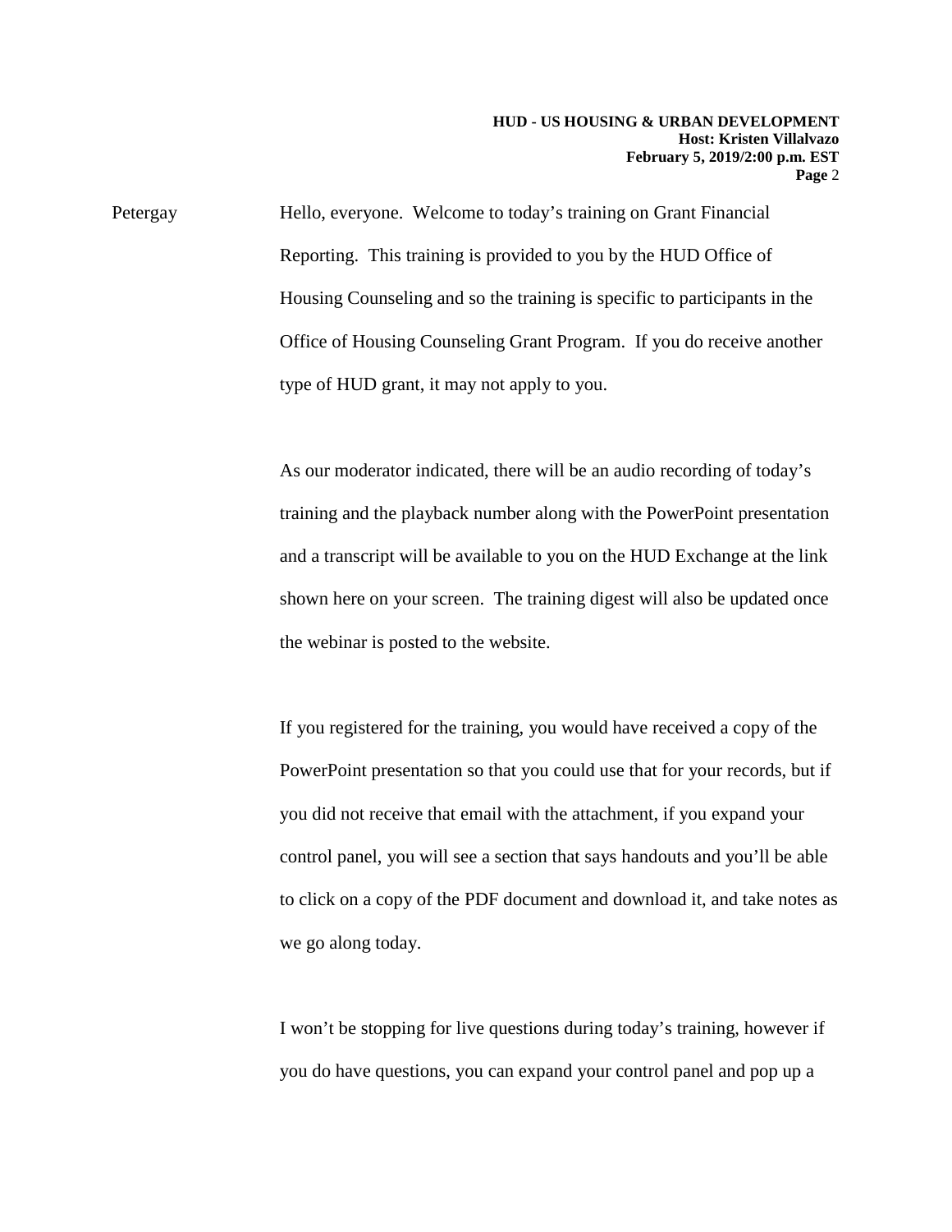Petergay Hello, everyone. Welcome to today's training on Grant Financial Reporting. This training is provided to you by the HUD Office of Housing Counseling and so the training is specific to participants in the Office of Housing Counseling Grant Program. If you do receive another type of HUD grant, it may not apply to you.

As our moderator indicated, there will be an audio recording of today's training and the playback number along with the PowerPoint presentation and a transcript will be available to you on the HUD Exchange at the link shown here on your screen. The training digest will also be updated once the webinar is posted to the website.

If you registered for the training, you would have received a copy of the PowerPoint presentation so that you could use that for your records, but if you did not receive that email with the attachment, if you expand your control panel, you will see a section that says handouts and you'll be able to click on a copy of the PDF document and download it, and take notes as we go along today.

I won't be stopping for live questions during today's training, however if you do have questions, you can expand your control panel and pop up a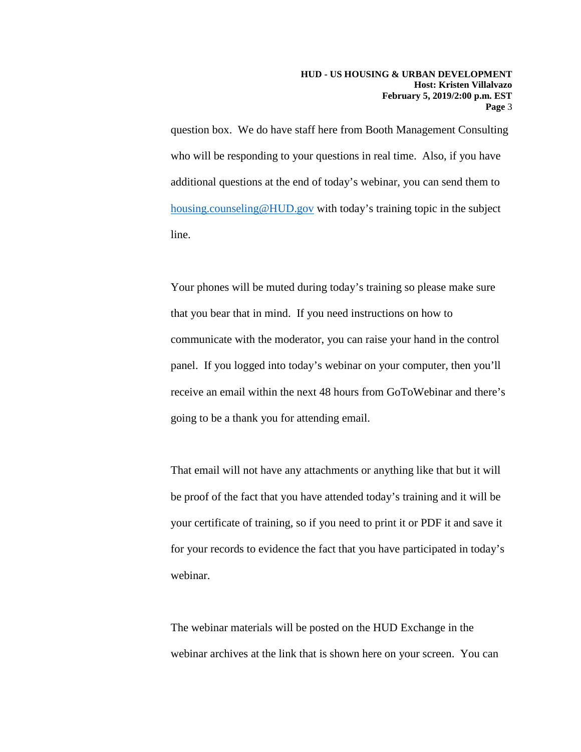question box. We do have staff here from Booth Management Consulting who will be responding to your questions in real time. Also, if you have additional questions at the end of today's webinar, you can send them to housing.counseling@HUD.gov with today's training topic in the subject line.

Your phones will be muted during today's training so please make sure that you bear that in mind. If you need instructions on how to communicate with the moderator, you can raise your hand in the control panel. If you logged into today's webinar on your computer, then you'll receive an email within the next 48 hours from GoToWebinar and there's going to be a thank you for attending email.

That email will not have any attachments or anything like that but it will be proof of the fact that you have attended today's training and it will be your certificate of training, so if you need to print it or PDF it and save it for your records to evidence the fact that you have participated in today's webinar.

The webinar materials will be posted on the HUD Exchange in the webinar archives at the link that is shown here on your screen. You can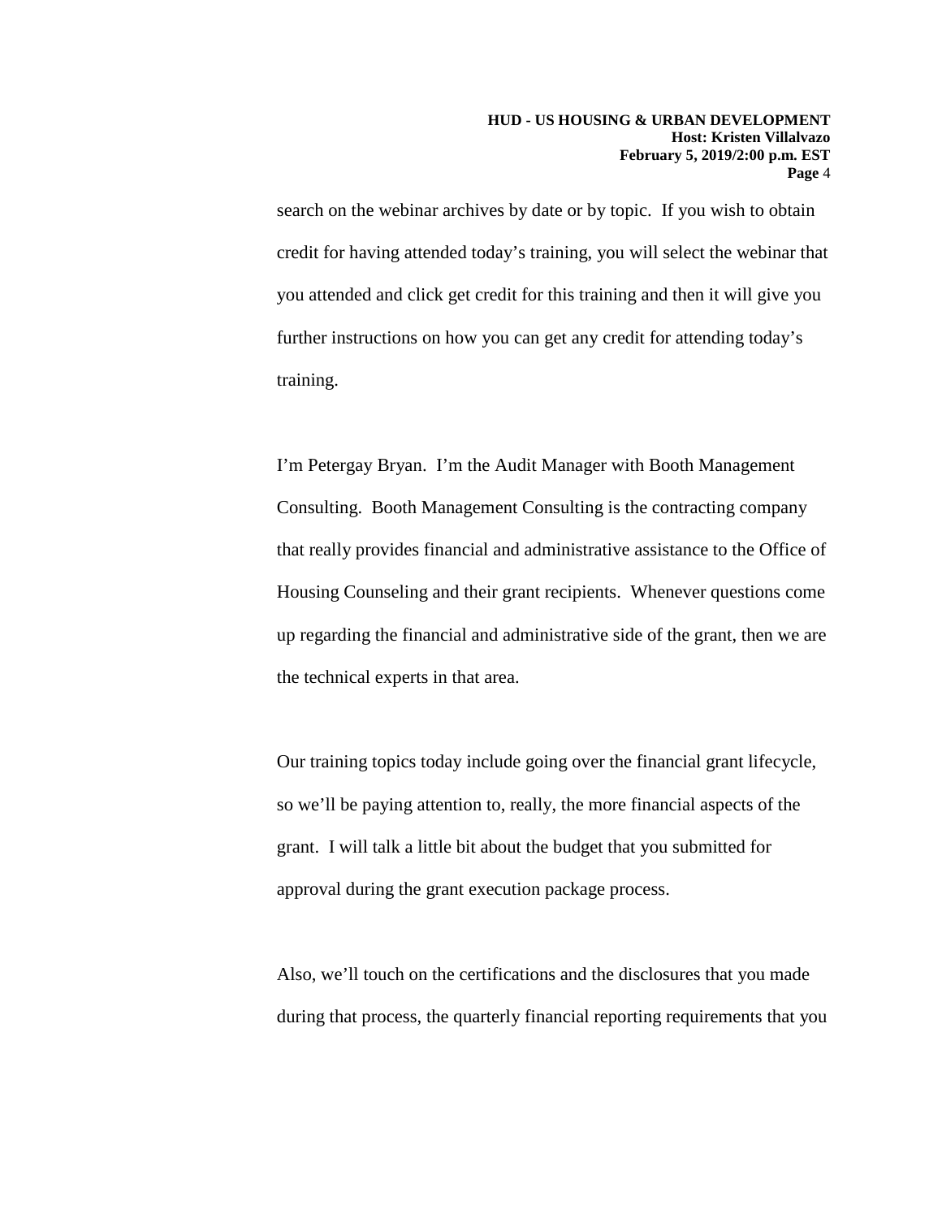search on the webinar archives by date or by topic. If you wish to obtain credit for having attended today's training, you will select the webinar that you attended and click get credit for this training and then it will give you further instructions on how you can get any credit for attending today's training.

I'm Petergay Bryan. I'm the Audit Manager with Booth Management Consulting. Booth Management Consulting is the contracting company that really provides financial and administrative assistance to the Office of Housing Counseling and their grant recipients. Whenever questions come up regarding the financial and administrative side of the grant, then we are the technical experts in that area.

Our training topics today include going over the financial grant lifecycle, so we'll be paying attention to, really, the more financial aspects of the grant. I will talk a little bit about the budget that you submitted for approval during the grant execution package process.

Also, we'll touch on the certifications and the disclosures that you made during that process, the quarterly financial reporting requirements that you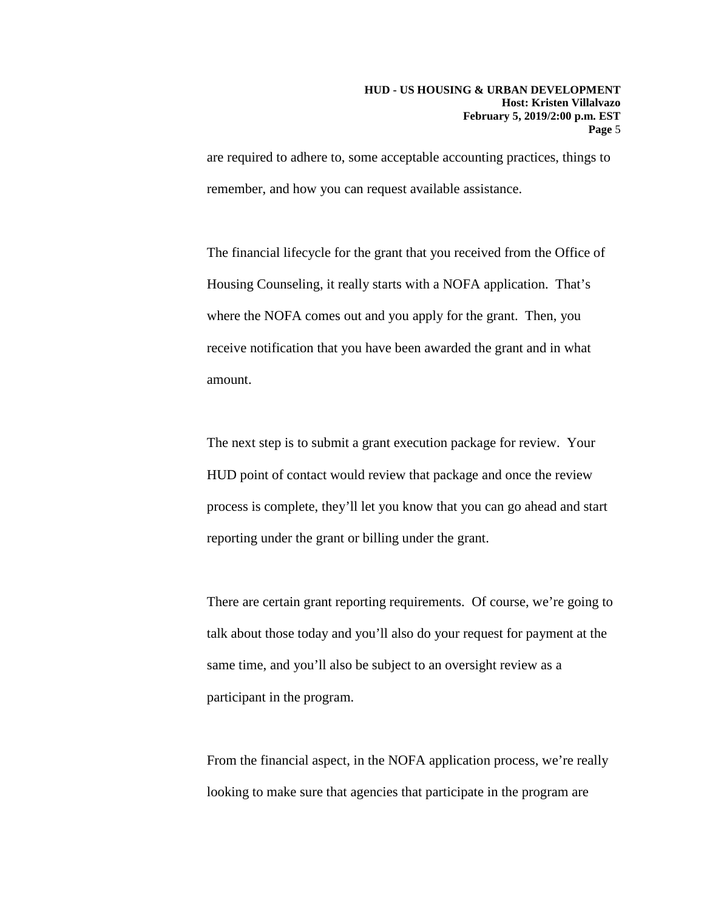are required to adhere to, some acceptable accounting practices, things to remember, and how you can request available assistance.

The financial lifecycle for the grant that you received from the Office of Housing Counseling, it really starts with a NOFA application. That's where the NOFA comes out and you apply for the grant. Then, you receive notification that you have been awarded the grant and in what amount.

The next step is to submit a grant execution package for review. Your HUD point of contact would review that package and once the review process is complete, they'll let you know that you can go ahead and start reporting under the grant or billing under the grant.

There are certain grant reporting requirements. Of course, we're going to talk about those today and you'll also do your request for payment at the same time, and you'll also be subject to an oversight review as a participant in the program.

From the financial aspect, in the NOFA application process, we're really looking to make sure that agencies that participate in the program are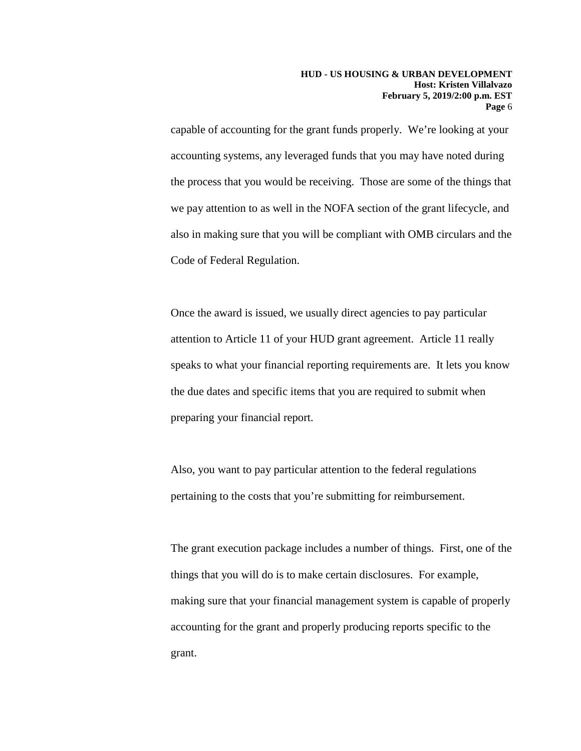capable of accounting for the grant funds properly. We're looking at your accounting systems, any leveraged funds that you may have noted during the process that you would be receiving. Those are some of the things that we pay attention to as well in the NOFA section of the grant lifecycle, and also in making sure that you will be compliant with OMB circulars and the Code of Federal Regulation.

Once the award is issued, we usually direct agencies to pay particular attention to Article 11 of your HUD grant agreement. Article 11 really speaks to what your financial reporting requirements are. It lets you know the due dates and specific items that you are required to submit when preparing your financial report.

Also, you want to pay particular attention to the federal regulations pertaining to the costs that you're submitting for reimbursement.

The grant execution package includes a number of things. First, one of the things that you will do is to make certain disclosures. For example, making sure that your financial management system is capable of properly accounting for the grant and properly producing reports specific to the grant.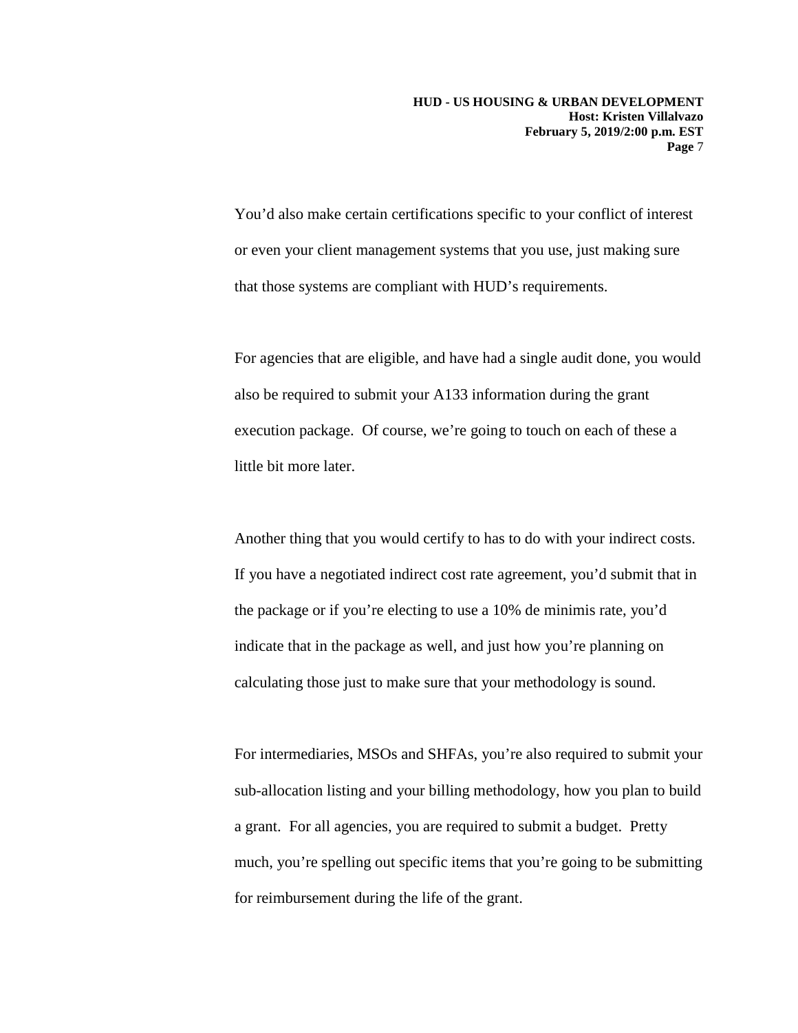You'd also make certain certifications specific to your conflict of interest or even your client management systems that you use, just making sure that those systems are compliant with HUD's requirements.

For agencies that are eligible, and have had a single audit done, you would also be required to submit your A133 information during the grant execution package. Of course, we're going to touch on each of these a little bit more later.

Another thing that you would certify to has to do with your indirect costs. If you have a negotiated indirect cost rate agreement, you'd submit that in the package or if you're electing to use a 10% de minimis rate, you'd indicate that in the package as well, and just how you're planning on calculating those just to make sure that your methodology is sound.

For intermediaries, MSOs and SHFAs, you're also required to submit your sub-allocation listing and your billing methodology, how you plan to build a grant. For all agencies, you are required to submit a budget. Pretty much, you're spelling out specific items that you're going to be submitting for reimbursement during the life of the grant.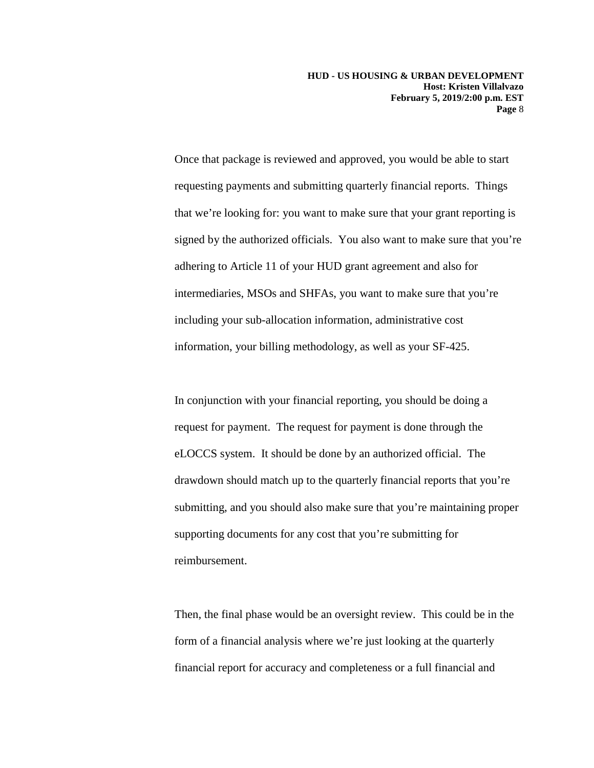Once that package is reviewed and approved, you would be able to start requesting payments and submitting quarterly financial reports. Things that we're looking for: you want to make sure that your grant reporting is signed by the authorized officials. You also want to make sure that you're adhering to Article 11 of your HUD grant agreement and also for intermediaries, MSOs and SHFAs, you want to make sure that you're including your sub-allocation information, administrative cost information, your billing methodology, as well as your SF-425.

In conjunction with your financial reporting, you should be doing a request for payment. The request for payment is done through the eLOCCS system. It should be done by an authorized official. The drawdown should match up to the quarterly financial reports that you're submitting, and you should also make sure that you're maintaining proper supporting documents for any cost that you're submitting for reimbursement.

Then, the final phase would be an oversight review. This could be in the form of a financial analysis where we're just looking at the quarterly financial report for accuracy and completeness or a full financial and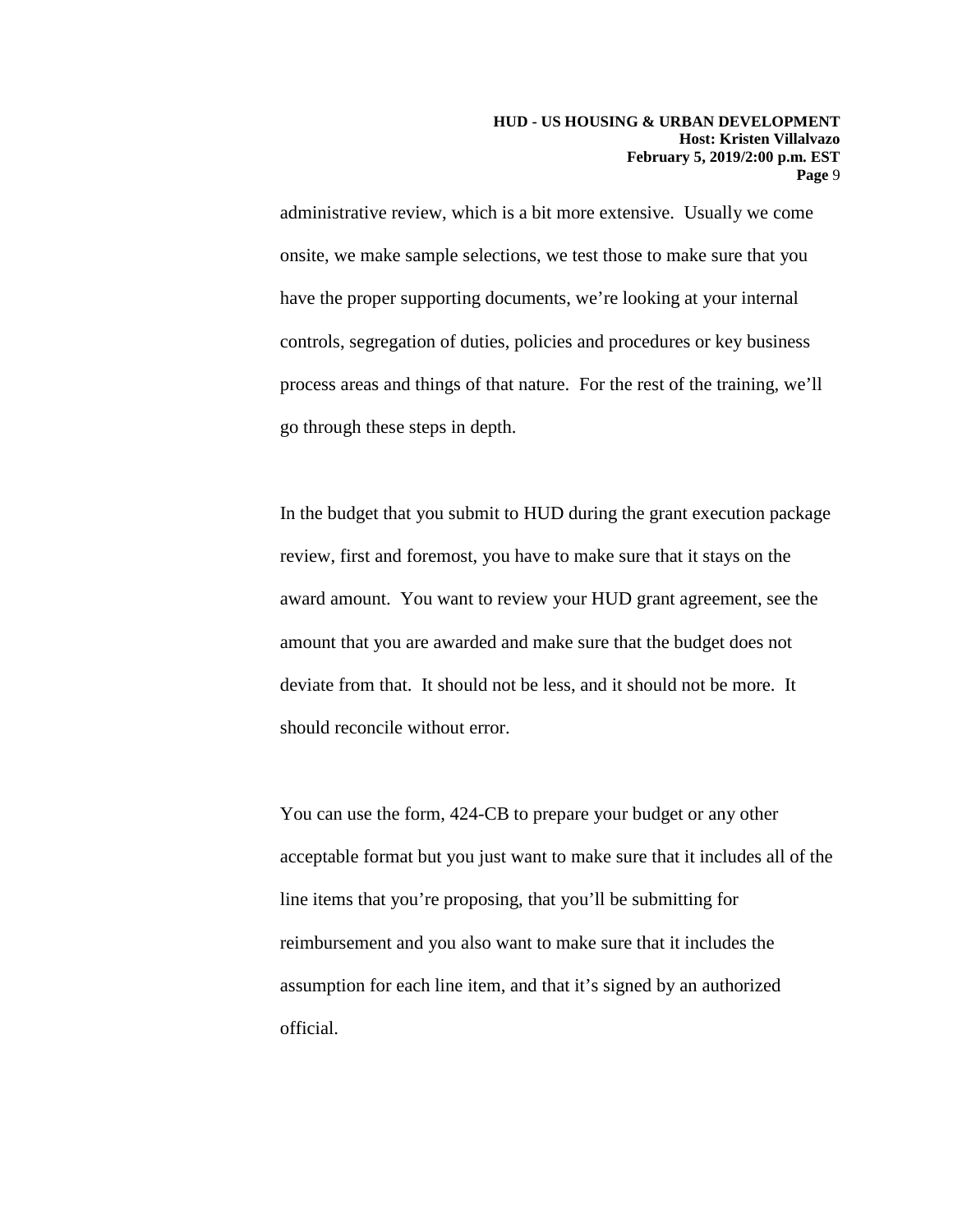administrative review, which is a bit more extensive. Usually we come onsite, we make sample selections, we test those to make sure that you have the proper supporting documents, we're looking at your internal controls, segregation of duties, policies and procedures or key business process areas and things of that nature. For the rest of the training, we'll go through these steps in depth.

In the budget that you submit to HUD during the grant execution package review, first and foremost, you have to make sure that it stays on the award amount. You want to review your HUD grant agreement, see the amount that you are awarded and make sure that the budget does not deviate from that. It should not be less, and it should not be more. It should reconcile without error.

You can use the form, 424-CB to prepare your budget or any other acceptable format but you just want to make sure that it includes all of the line items that you're proposing, that you'll be submitting for reimbursement and you also want to make sure that it includes the assumption for each line item, and that it's signed by an authorized official.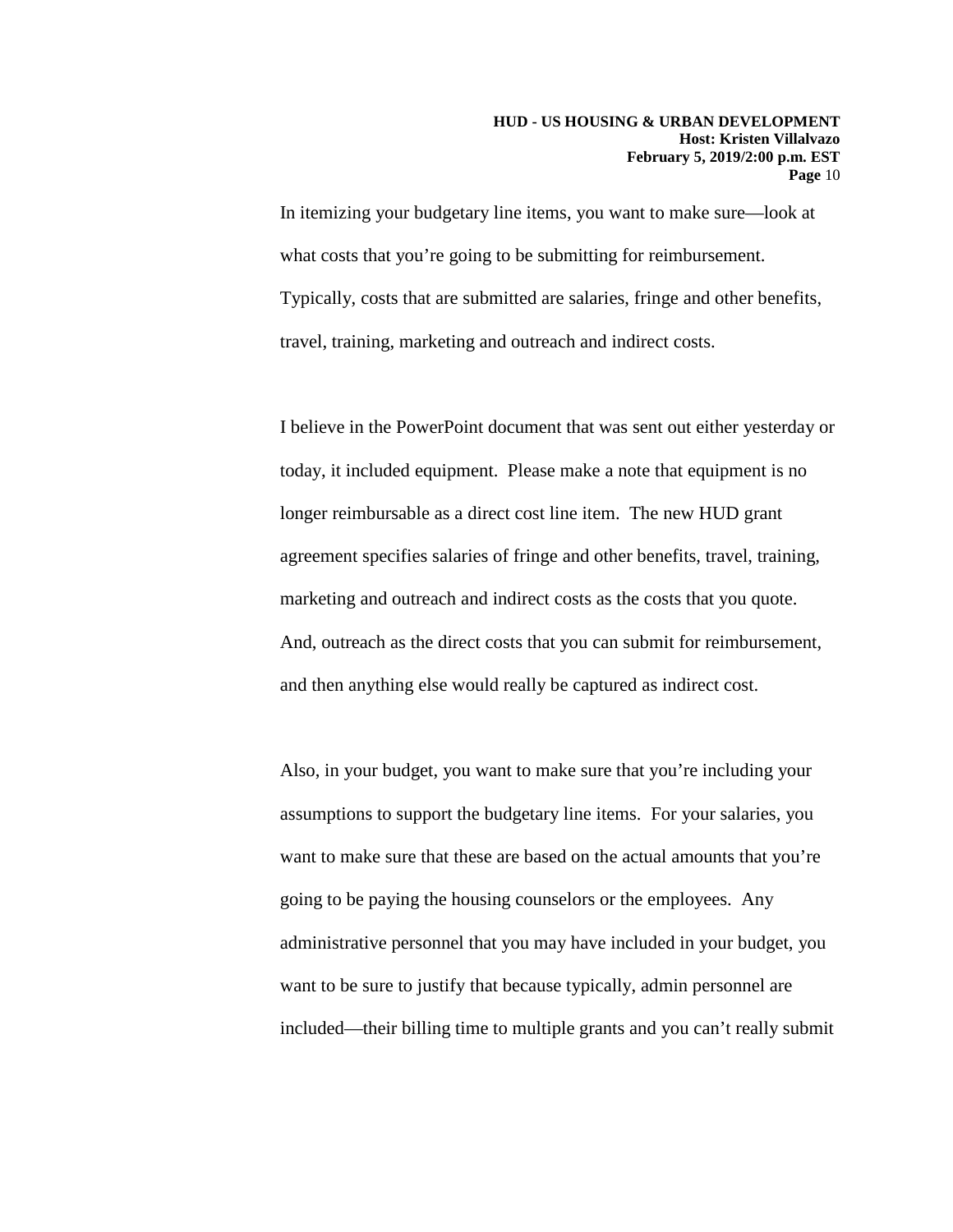In itemizing your budgetary line items, you want to make sure—look at what costs that you're going to be submitting for reimbursement. Typically, costs that are submitted are salaries, fringe and other benefits, travel, training, marketing and outreach and indirect costs.

I believe in the PowerPoint document that was sent out either yesterday or today, it included equipment. Please make a note that equipment is no longer reimbursable as a direct cost line item. The new HUD grant agreement specifies salaries of fringe and other benefits, travel, training, marketing and outreach and indirect costs as the costs that you quote. And, outreach as the direct costs that you can submit for reimbursement, and then anything else would really be captured as indirect cost.

Also, in your budget, you want to make sure that you're including your assumptions to support the budgetary line items. For your salaries, you want to make sure that these are based on the actual amounts that you're going to be paying the housing counselors or the employees. Any administrative personnel that you may have included in your budget, you want to be sure to justify that because typically, admin personnel are included—their billing time to multiple grants and you can't really submit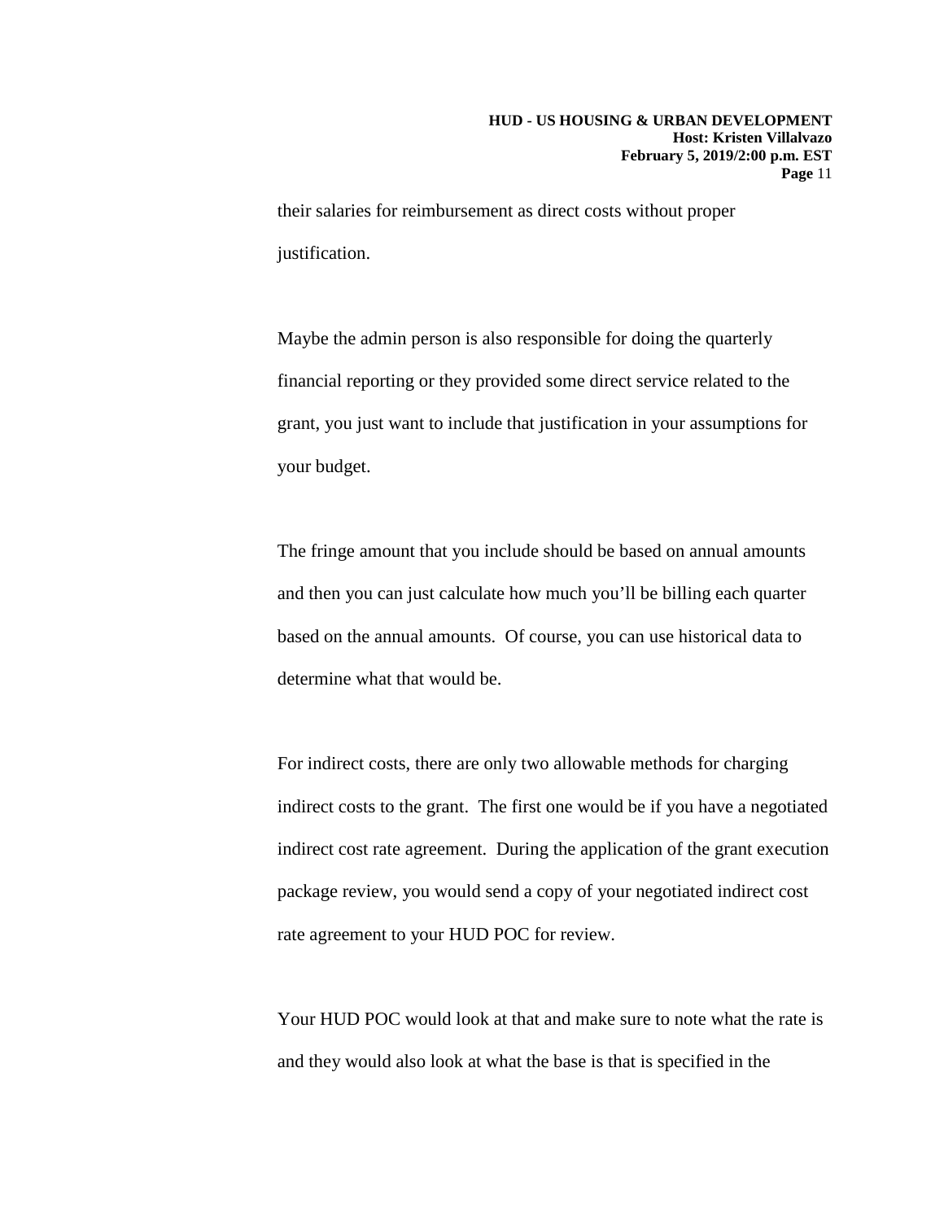their salaries for reimbursement as direct costs without proper justification.

Maybe the admin person is also responsible for doing the quarterly financial reporting or they provided some direct service related to the grant, you just want to include that justification in your assumptions for your budget.

The fringe amount that you include should be based on annual amounts and then you can just calculate how much you'll be billing each quarter based on the annual amounts.  Of course, you can use historical data to determine what that would be.

For indirect costs, there are only two allowable methods for charging indirect costs to the grant.  The first one would be if you have a negotiated indirect cost rate agreement.  During the application of the grant execution package review, you would send a copy of your negotiated indirect cost rate agreement to your HUD POC for review.

Your HUD POC would look at that and make sure to note what the rate is and they would also look at what the base is that is specified in the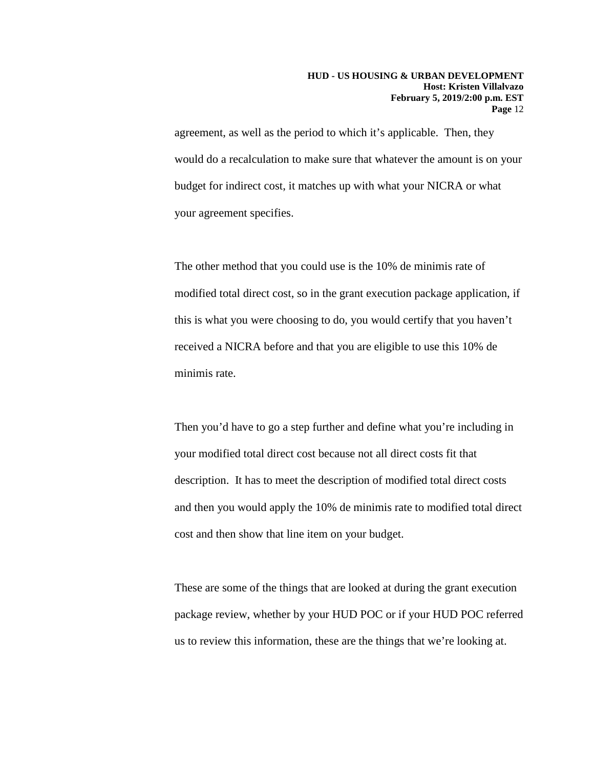agreement, as well as the period to which it's applicable. Then, they would do a recalculation to make sure that whatever the amount is on your budget for indirect cost, it matches up with what your NICRA or what your agreement specifies.

The other method that you could use is the 10% de minimis rate of modified total direct cost, so in the grant execution package application, if this is what you were choosing to do, you would certify that you haven't received a NICRA before and that you are eligible to use this 10% de minimis rate.

Then you'd have to go a step further and define what you're including in your modified total direct cost because not all direct costs fit that description. It has to meet the description of modified total direct costs and then you would apply the 10% de minimis rate to modified total direct cost and then show that line item on your budget.

These are some of the things that are looked at during the grant execution package review, whether by your HUD POC or if your HUD POC referred us to review this information, these are the things that we're looking at.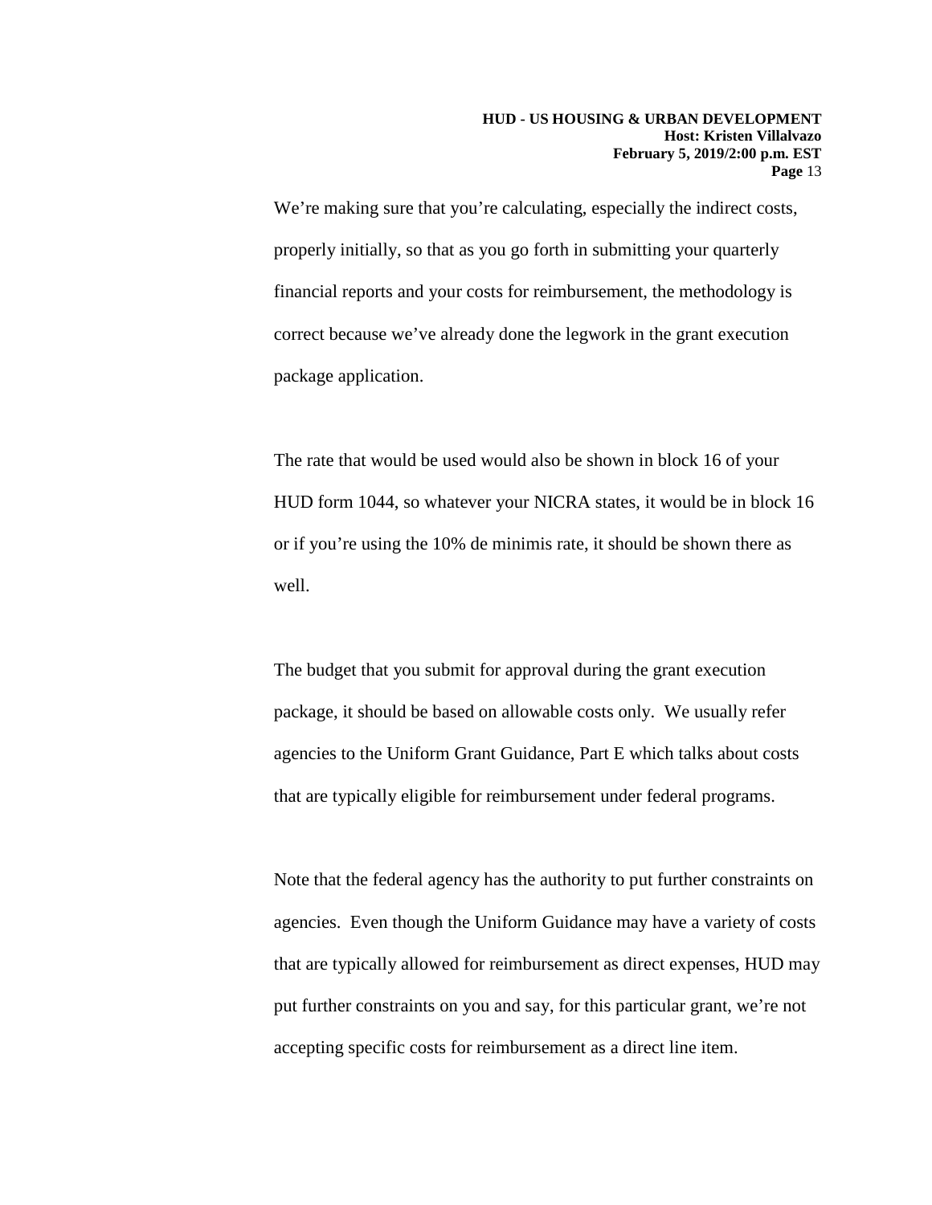We're making sure that you're calculating, especially the indirect costs, properly initially, so that as you go forth in submitting your quarterly financial reports and your costs for reimbursement, the methodology is correct because we've already done the legwork in the grant execution package application.

The rate that would be used would also be shown in block 16 of your HUD form 1044, so whatever your NICRA states, it would be in block 16 or if you're using the 10% de minimis rate, it should be shown there as well.

The budget that you submit for approval during the grant execution package, it should be based on allowable costs only. We usually refer agencies to the Uniform Grant Guidance, Part E which talks about costs that are typically eligible for reimbursement under federal programs.

Note that the federal agency has the authority to put further constraints on agencies. Even though the Uniform Guidance may have a variety of costs that are typically allowed for reimbursement as direct expenses, HUD may put further constraints on you and say, for this particular grant, we're not accepting specific costs for reimbursement as a direct line item.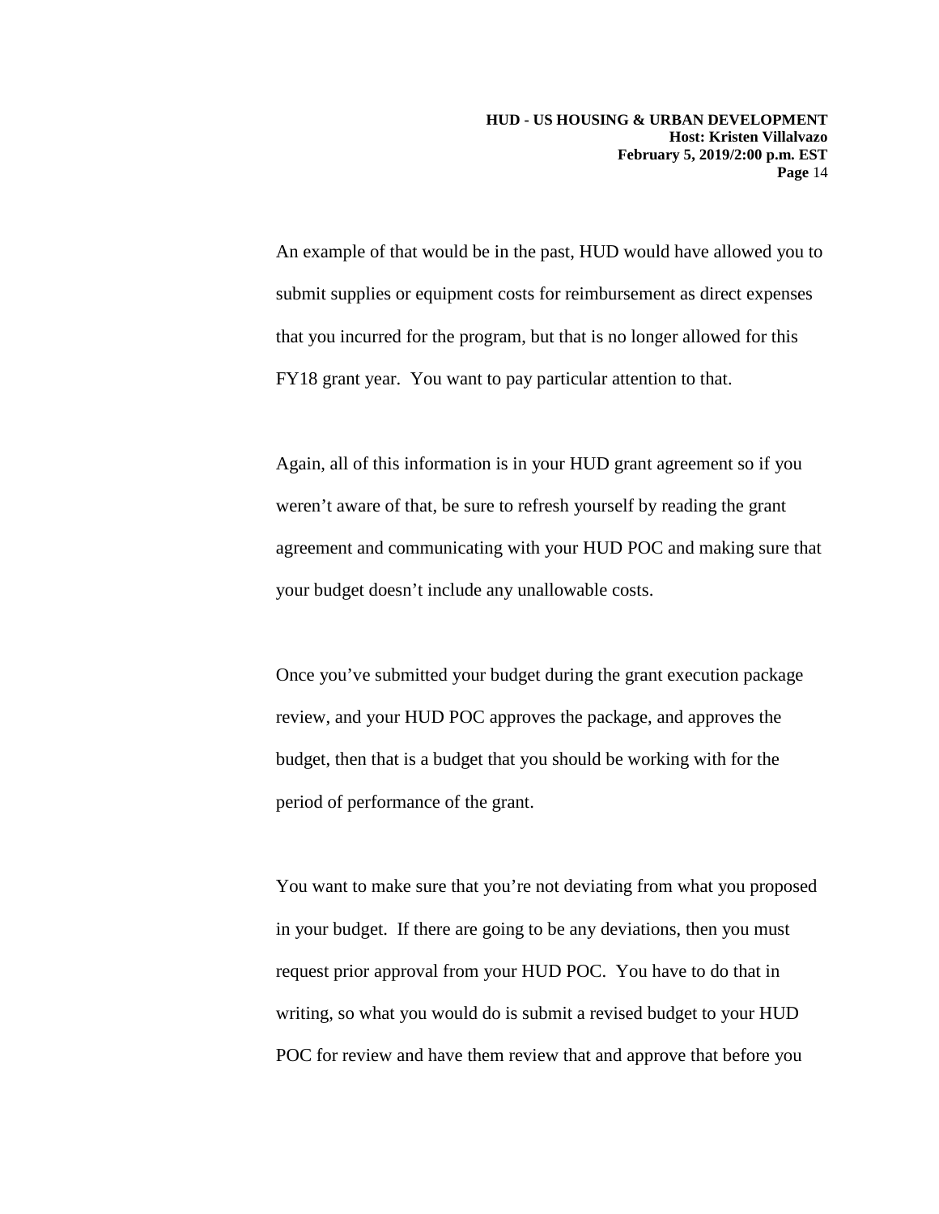An example of that would be in the past, HUD would have allowed you to submit supplies or equipment costs for reimbursement as direct expenses that you incurred for the program, but that is no longer allowed for this FY18 grant year. You want to pay particular attention to that.

Again, all of this information is in your HUD grant agreement so if you weren't aware of that, be sure to refresh yourself by reading the grant agreement and communicating with your HUD POC and making sure that your budget doesn't include any unallowable costs.

Once you've submitted your budget during the grant execution package review, and your HUD POC approves the package, and approves the budget, then that is a budget that you should be working with for the period of performance of the grant.

You want to make sure that you're not deviating from what you proposed in your budget. If there are going to be any deviations, then you must request prior approval from your HUD POC. You have to do that in writing, so what you would do is submit a revised budget to your HUD POC for review and have them review that and approve that before you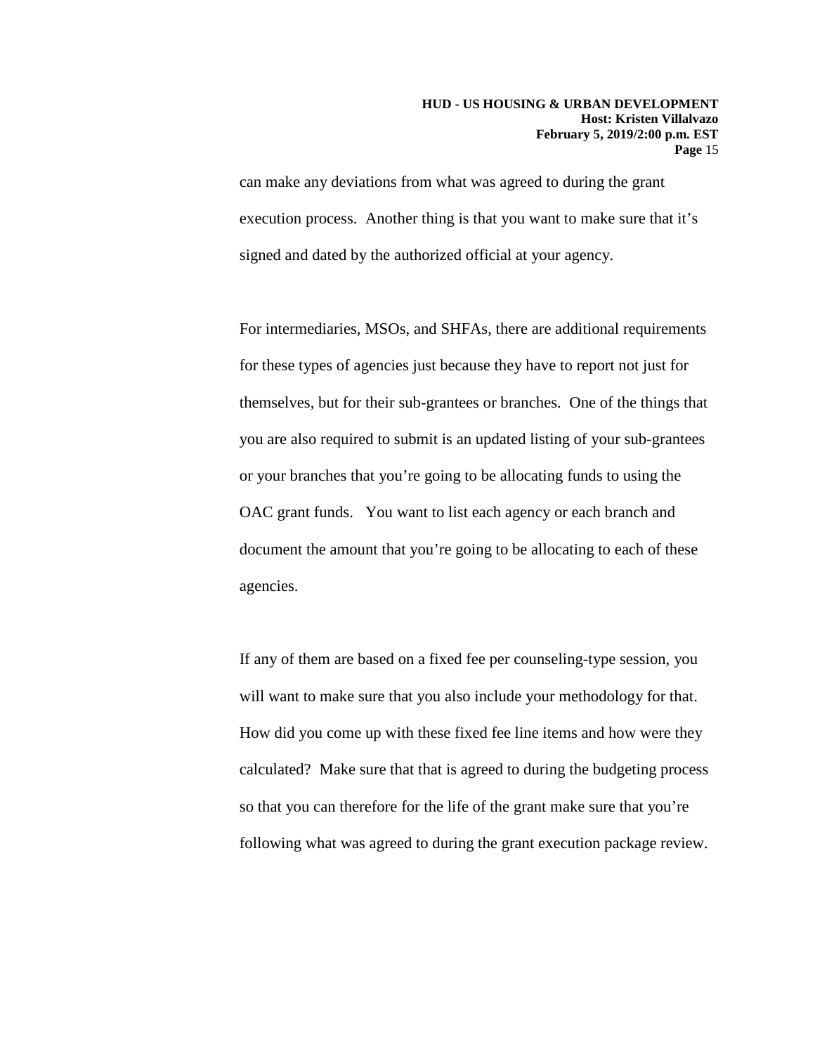can make any deviations from what was agreed to during the grant execution process. Another thing is that you want to make sure that it's signed and dated by the authorized official at your agency.

For intermediaries, MSOs, and SHFAs, there are additional requirements for these types of agencies just because they have to report not just for themselves, but for their sub-grantees or branches. One of the things that you are also required to submit is an updated listing of your sub-grantees or your branches that you're going to be allocating funds to using the OAC grant funds. You want to list each agency or each branch and document the amount that you're going to be allocating to each of these agencies.

If any of them are based on a fixed fee per counseling-type session, you will want to make sure that you also include your methodology for that. How did you come up with these fixed fee line items and how were they calculated? Make sure that that is agreed to during the budgeting process so that you can therefore for the life of the grant make sure that you're following what was agreed to during the grant execution package review.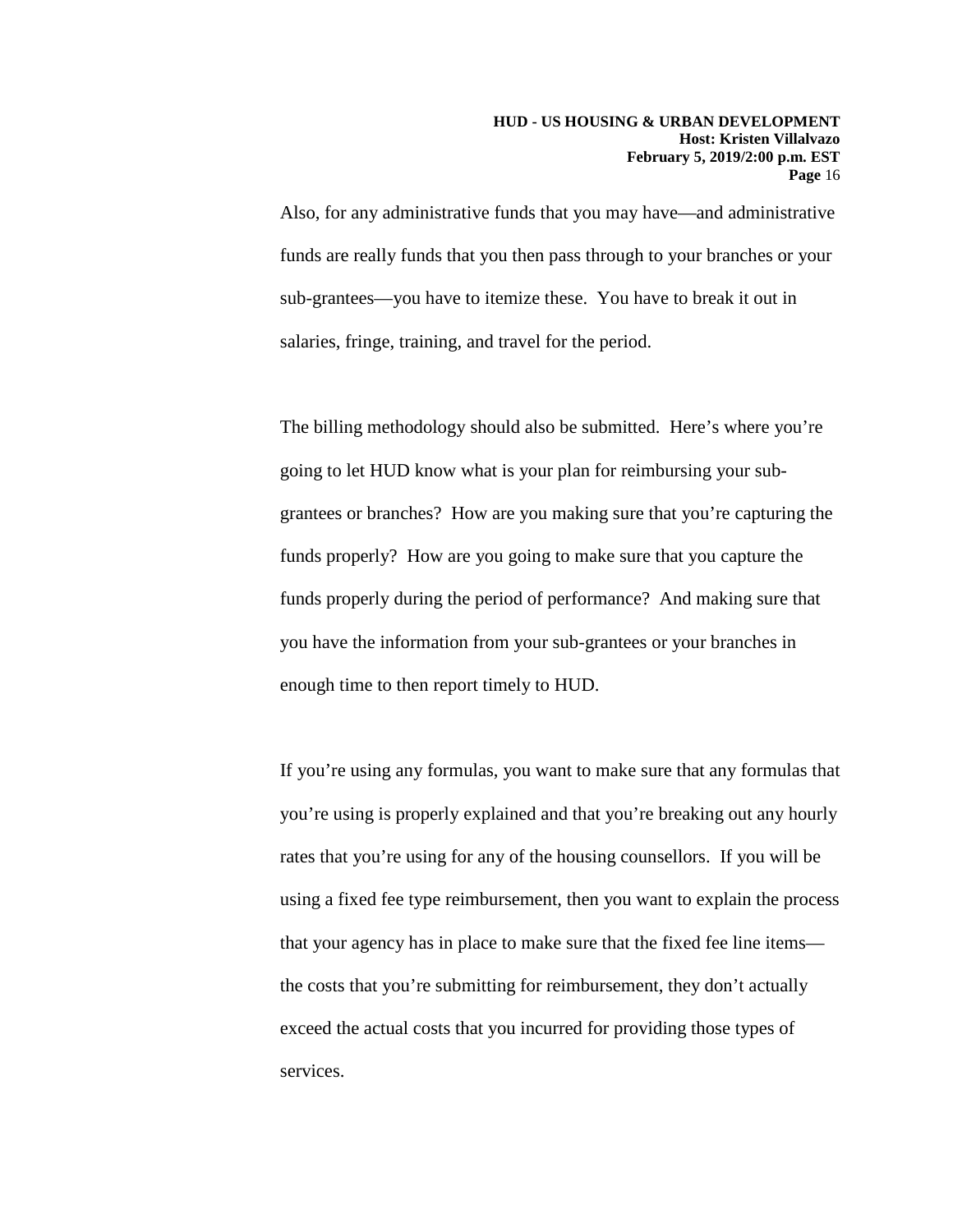Also, for any administrative funds that you may have—and administrative funds are really funds that you then pass through to your branches or your sub-grantees—you have to itemize these. You have to break it out in salaries, fringe, training, and travel for the period.

The billing methodology should also be submitted. Here's where you're going to let HUD know what is your plan for reimbursing your sub-grantees or branches? How are you making sure that you're capturing the funds properly? How are you going to make sure that you capture the funds properly during the period of performance? And making sure that you have the information from your sub-grantees or your branches in enough time to then report timely to HUD.

If you're using any formulas, you want to make sure that any formulas that you're using is properly explained and that you're breaking out any hourly rates that you're using for any of the housing counsellors. If you will be using a fixed fee type reimbursement, then you want to explain the process that your agency has in place to make sure that the fixed fee line items—the costs that you're submitting for reimbursement, they don't actually exceed the actual costs that you incurred for providing those types of services.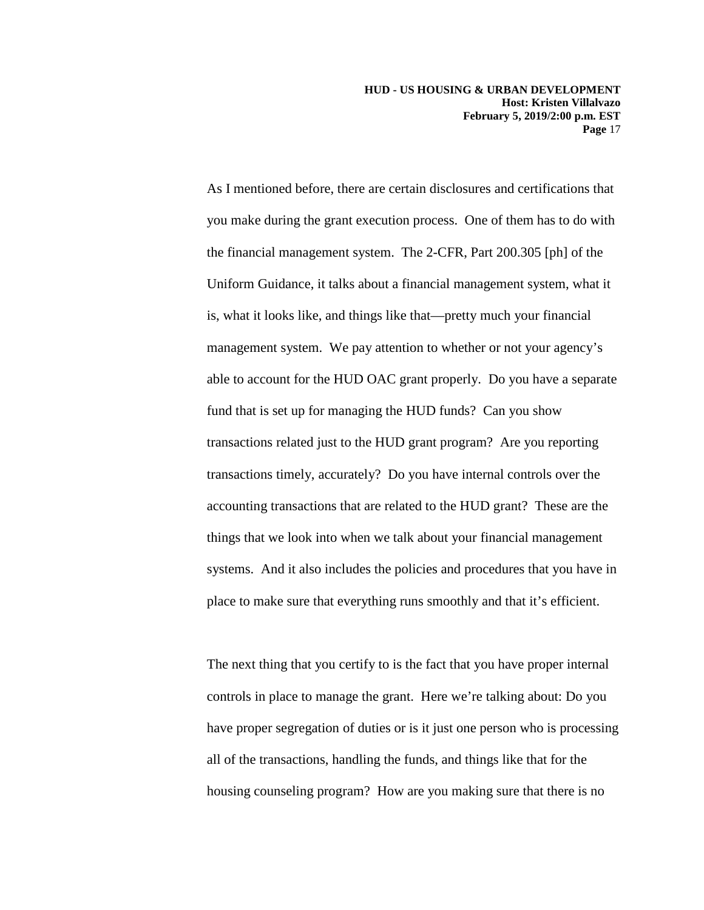As I mentioned before, there are certain disclosures and certifications that you make during the grant execution process. One of them has to do with the financial management system. The 2-CFR, Part 200.305 [ph] of the Uniform Guidance, it talks about a financial management system, what it is, what it looks like, and things like that—pretty much your financial management system. We pay attention to whether or not your agency's able to account for the HUD OAC grant properly. Do you have a separate fund that is set up for managing the HUD funds? Can you show transactions related just to the HUD grant program? Are you reporting transactions timely, accurately? Do you have internal controls over the accounting transactions that are related to the HUD grant? These are the things that we look into when we talk about your financial management systems. And it also includes the policies and procedures that you have in place to make sure that everything runs smoothly and that it's efficient.

The next thing that you certify to is the fact that you have proper internal controls in place to manage the grant. Here we're talking about: Do you have proper segregation of duties or is it just one person who is processing all of the transactions, handling the funds, and things like that for the housing counseling program? How are you making sure that there is no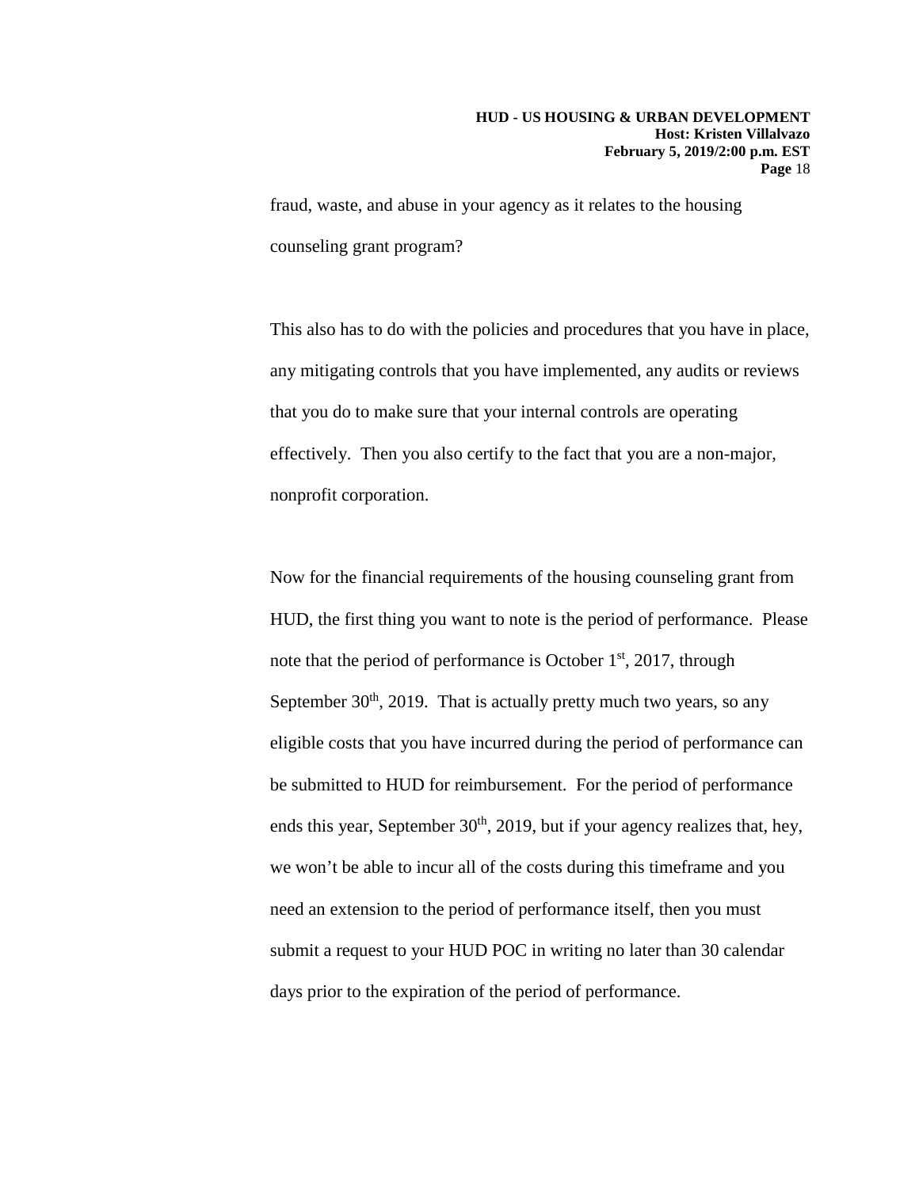fraud, waste, and abuse in your agency as it relates to the housing counseling grant program?

This also has to do with the policies and procedures that you have in place, any mitigating controls that you have implemented, any audits or reviews that you do to make sure that your internal controls are operating effectively. Then you also certify to the fact that you are a non-major, nonprofit corporation.

Now for the financial requirements of the housing counseling grant from HUD, the first thing you want to note is the period of performance. Please note that the period of performance is October 1st, 2017, through September 30th, 2019. That is actually pretty much two years, so any eligible costs that you have incurred during the period of performance can be submitted to HUD for reimbursement. For the period of performance ends this year, September 30th, 2019, but if your agency realizes that, hey, we won't be able to incur all of the costs during this timeframe and you need an extension to the period of performance itself, then you must submit a request to your HUD POC in writing no later than 30 calendar days prior to the expiration of the period of performance.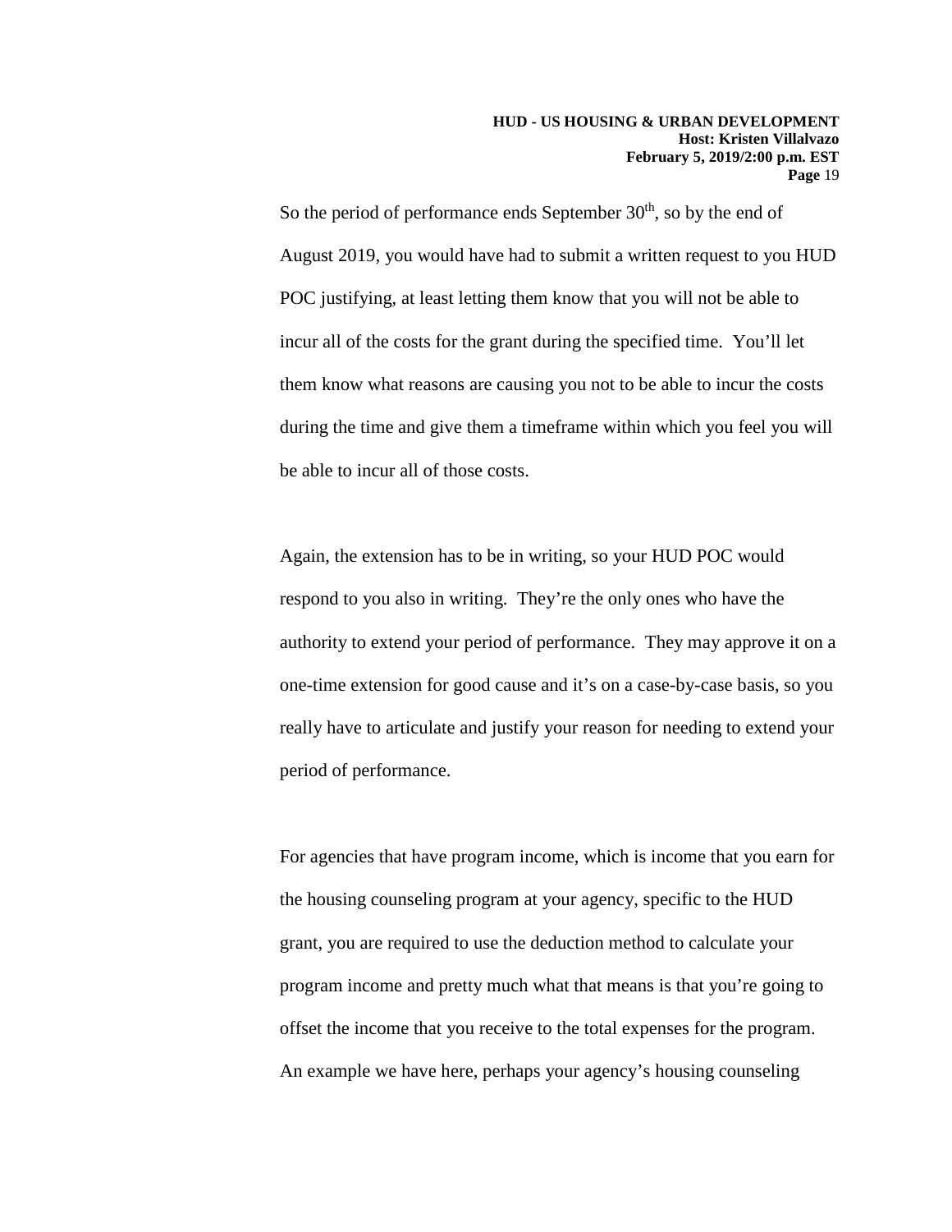So the period of performance ends September 30th, so by the end of August 2019, you would have had to submit a written request to you HUD POC justifying, at least letting them know that you will not be able to incur all of the costs for the grant during the specified time. You'll let them know what reasons are causing you not to be able to incur the costs during the time and give them a timeframe within which you feel you will be able to incur all of those costs.

Again, the extension has to be in writing, so your HUD POC would respond to you also in writing. They're the only ones who have the authority to extend your period of performance. They may approve it on a one-time extension for good cause and it's on a case-by-case basis, so you really have to articulate and justify your reason for needing to extend your period of performance.

For agencies that have program income, which is income that you earn for the housing counseling program at your agency, specific to the HUD grant, you are required to use the deduction method to calculate your program income and pretty much what that means is that you're going to offset the income that you receive to the total expenses for the program. An example we have here, perhaps your agency's housing counseling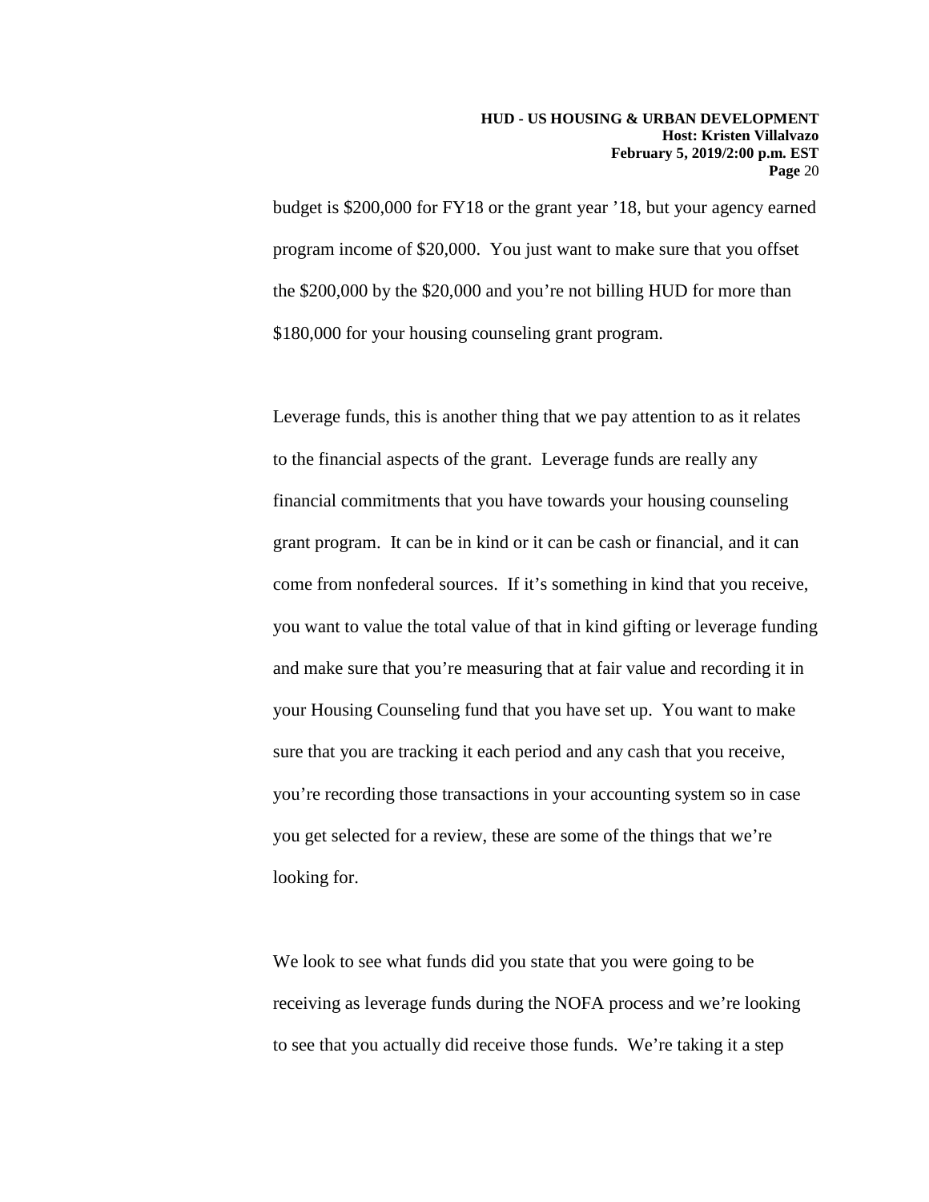budget is $200,000 for FY18 or the grant year '18, but your agency earned program income of $20,000. You just want to make sure that you offset the $200,000 by the $20,000 and you're not billing HUD for more than $180,000 for your housing counseling grant program.

Leverage funds, this is another thing that we pay attention to as it relates to the financial aspects of the grant. Leverage funds are really any financial commitments that you have towards your housing counseling grant program. It can be in kind or it can be cash or financial, and it can come from nonfederal sources. If it's something in kind that you receive, you want to value the total value of that in kind gifting or leverage funding and make sure that you're measuring that at fair value and recording it in your Housing Counseling fund that you have set up. You want to make sure that you are tracking it each period and any cash that you receive, you're recording those transactions in your accounting system so in case you get selected for a review, these are some of the things that we're looking for.

We look to see what funds did you state that you were going to be receiving as leverage funds during the NOFA process and we're looking to see that you actually did receive those funds. We're taking it a step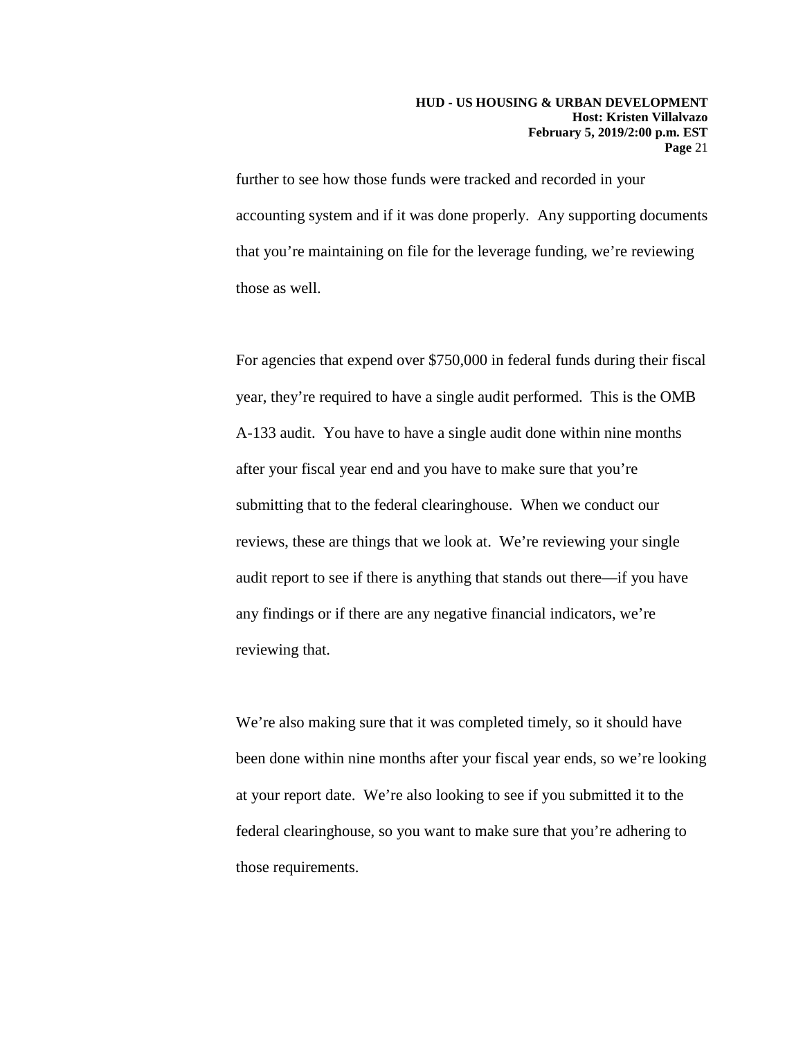further to see how those funds were tracked and recorded in your accounting system and if it was done properly. Any supporting documents that you're maintaining on file for the leverage funding, we're reviewing those as well.

For agencies that expend over $750,000 in federal funds during their fiscal year, they're required to have a single audit performed. This is the OMB A-133 audit. You have to have a single audit done within nine months after your fiscal year end and you have to make sure that you're submitting that to the federal clearinghouse. When we conduct our reviews, these are things that we look at. We're reviewing your single audit report to see if there is anything that stands out there—if you have any findings or if there are any negative financial indicators, we're reviewing that.

We're also making sure that it was completed timely, so it should have been done within nine months after your fiscal year ends, so we're looking at your report date. We're also looking to see if you submitted it to the federal clearinghouse, so you want to make sure that you're adhering to those requirements.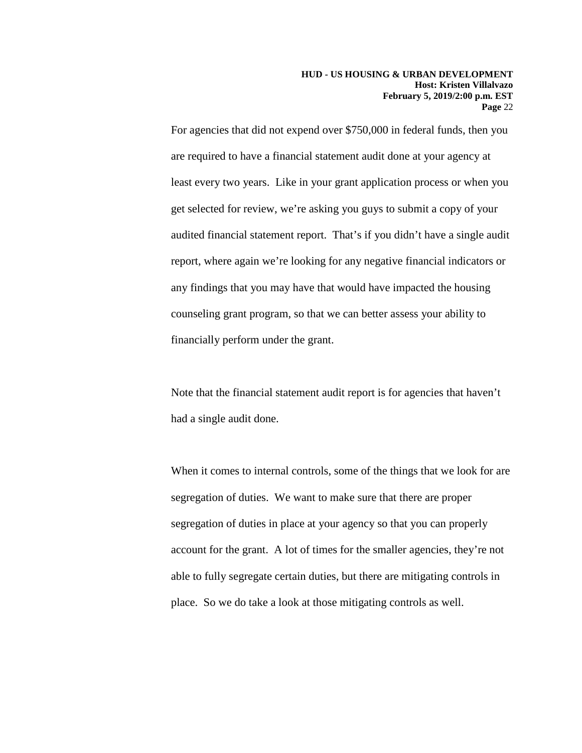For agencies that did not expend over $750,000 in federal funds, then you are required to have a financial statement audit done at your agency at least every two years. Like in your grant application process or when you get selected for review, we're asking you guys to submit a copy of your audited financial statement report. That's if you didn't have a single audit report, where again we're looking for any negative financial indicators or any findings that you may have that would have impacted the housing counseling grant program, so that we can better assess your ability to financially perform under the grant.

Note that the financial statement audit report is for agencies that haven't had a single audit done.

When it comes to internal controls, some of the things that we look for are segregation of duties. We want to make sure that there are proper segregation of duties in place at your agency so that you can properly account for the grant. A lot of times for the smaller agencies, they're not able to fully segregate certain duties, but there are mitigating controls in place. So we do take a look at those mitigating controls as well.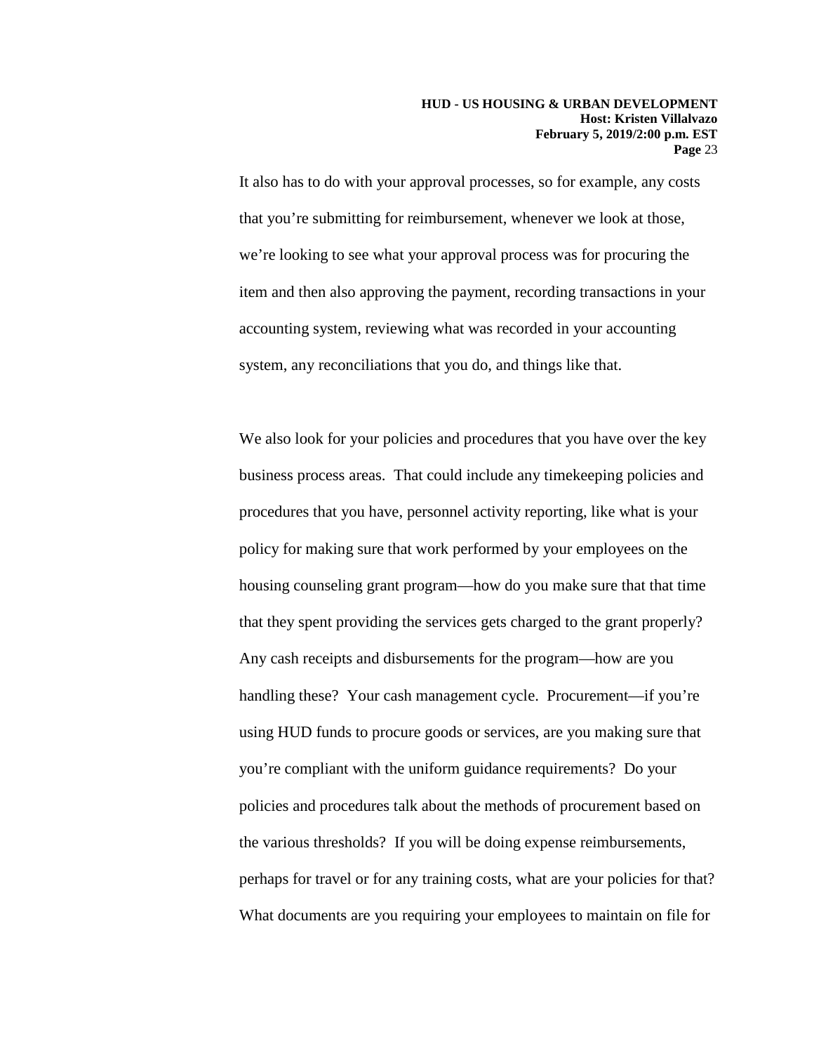It also has to do with your approval processes, so for example, any costs that you're submitting for reimbursement, whenever we look at those, we're looking to see what your approval process was for procuring the item and then also approving the payment, recording transactions in your accounting system, reviewing what was recorded in your accounting system, any reconciliations that you do, and things like that.

We also look for your policies and procedures that you have over the key business process areas. That could include any timekeeping policies and procedures that you have, personnel activity reporting, like what is your policy for making sure that work performed by your employees on the housing counseling grant program—how do you make sure that that time that they spent providing the services gets charged to the grant properly? Any cash receipts and disbursements for the program—how are you handling these? Your cash management cycle. Procurement—if you're using HUD funds to procure goods or services, are you making sure that you're compliant with the uniform guidance requirements? Do your policies and procedures talk about the methods of procurement based on the various thresholds? If you will be doing expense reimbursements, perhaps for travel or for any training costs, what are your policies for that? What documents are you requiring your employees to maintain on file for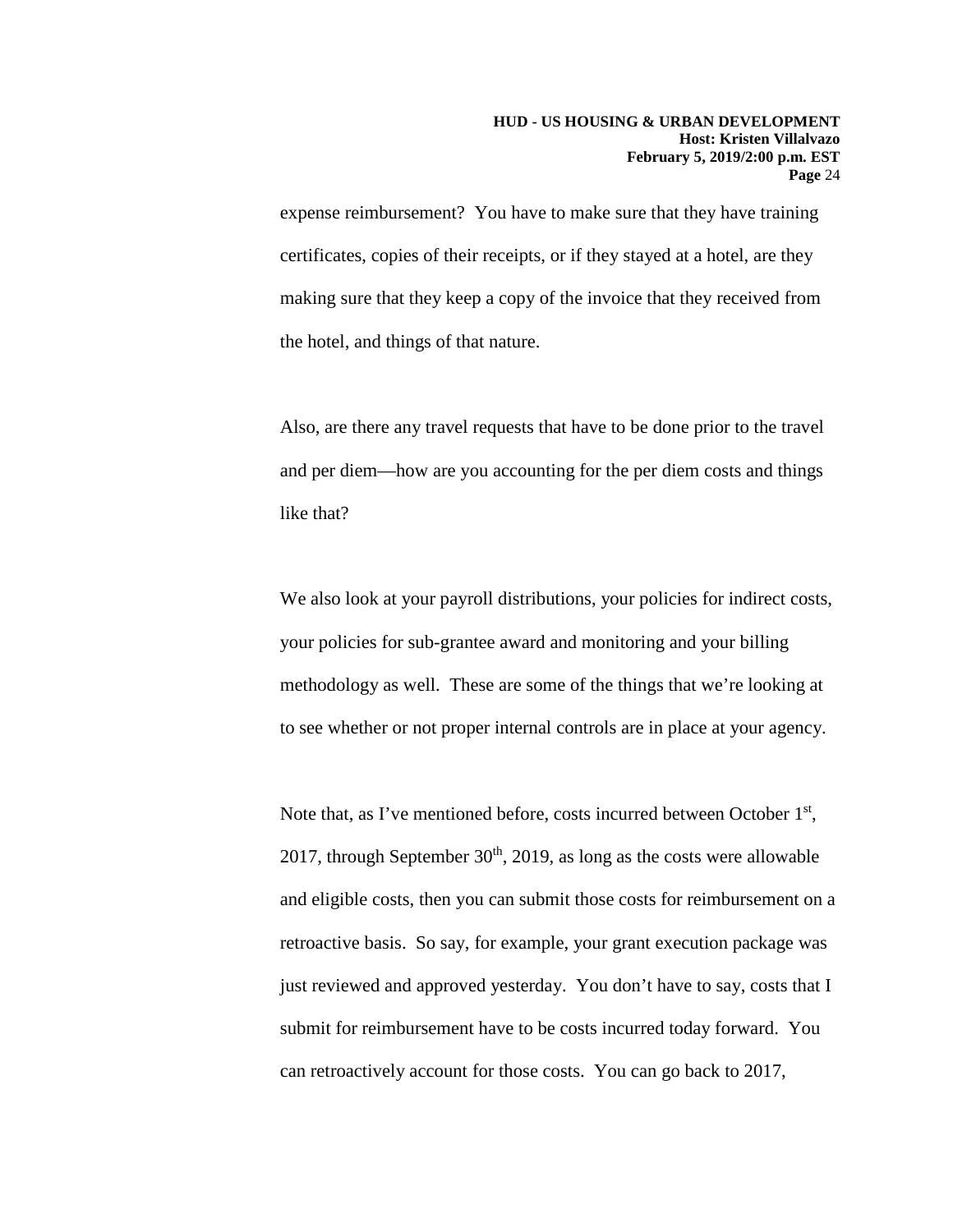expense reimbursement? You have to make sure that they have training certificates, copies of their receipts, or if they stayed at a hotel, are they making sure that they keep a copy of the invoice that they received from the hotel, and things of that nature.

Also, are there any travel requests that have to be done prior to the travel and per diem—how are you accounting for the per diem costs and things like that?

We also look at your payroll distributions, your policies for indirect costs, your policies for sub-grantee award and monitoring and your billing methodology as well. These are some of the things that we're looking at to see whether or not proper internal controls are in place at your agency.

Note that, as I've mentioned before, costs incurred between October 1st, 2017, through September 30th, 2019, as long as the costs were allowable and eligible costs, then you can submit those costs for reimbursement on a retroactive basis. So say, for example, your grant execution package was just reviewed and approved yesterday. You don't have to say, costs that I submit for reimbursement have to be costs incurred today forward. You can retroactively account for those costs. You can go back to 2017,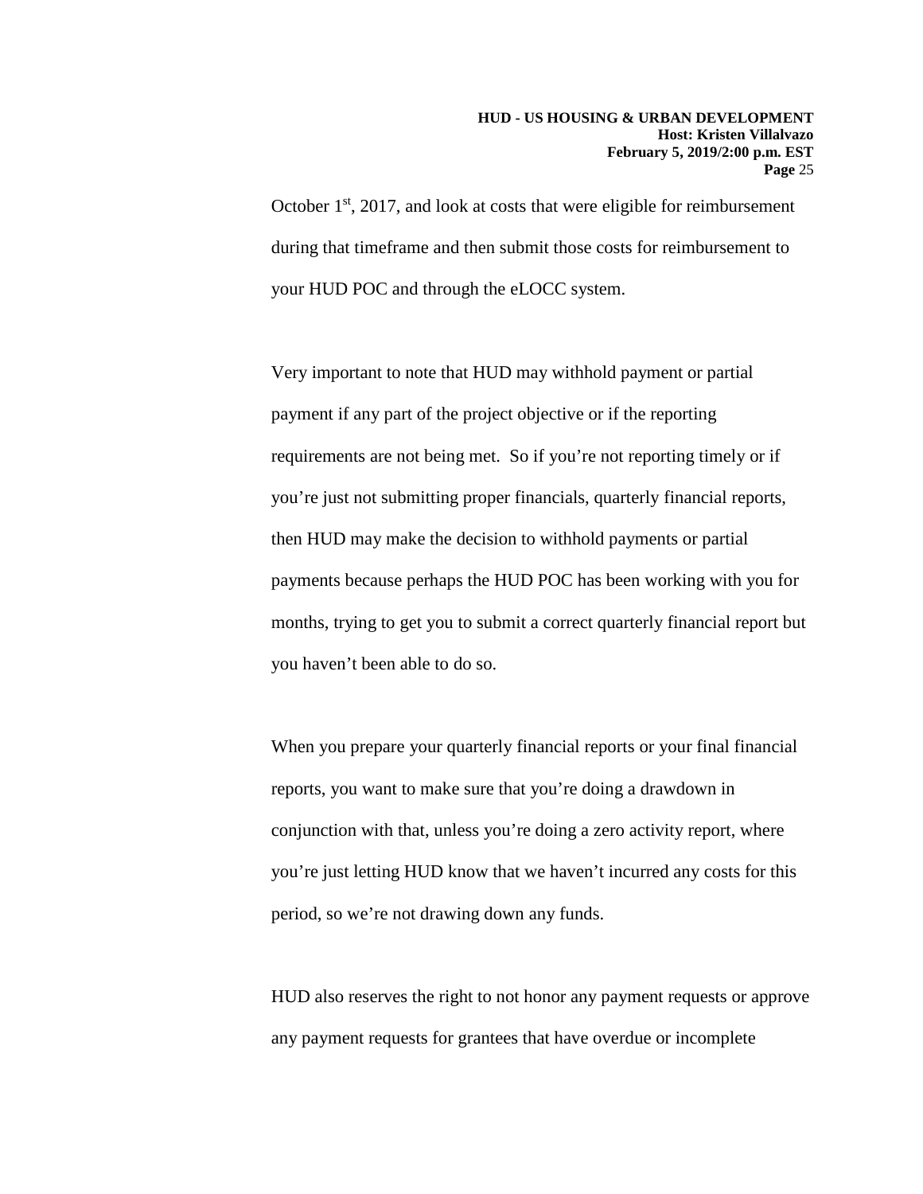October 1st, 2017, and look at costs that were eligible for reimbursement during that timeframe and then submit those costs for reimbursement to your HUD POC and through the eLOCC system.

Very important to note that HUD may withhold payment or partial payment if any part of the project objective or if the reporting requirements are not being met. So if you're not reporting timely or if you're just not submitting proper financials, quarterly financial reports, then HUD may make the decision to withhold payments or partial payments because perhaps the HUD POC has been working with you for months, trying to get you to submit a correct quarterly financial report but you haven't been able to do so.

When you prepare your quarterly financial reports or your final financial reports, you want to make sure that you're doing a drawdown in conjunction with that, unless you're doing a zero activity report, where you're just letting HUD know that we haven't incurred any costs for this period, so we're not drawing down any funds.

HUD also reserves the right to not honor any payment requests or approve any payment requests for grantees that have overdue or incomplete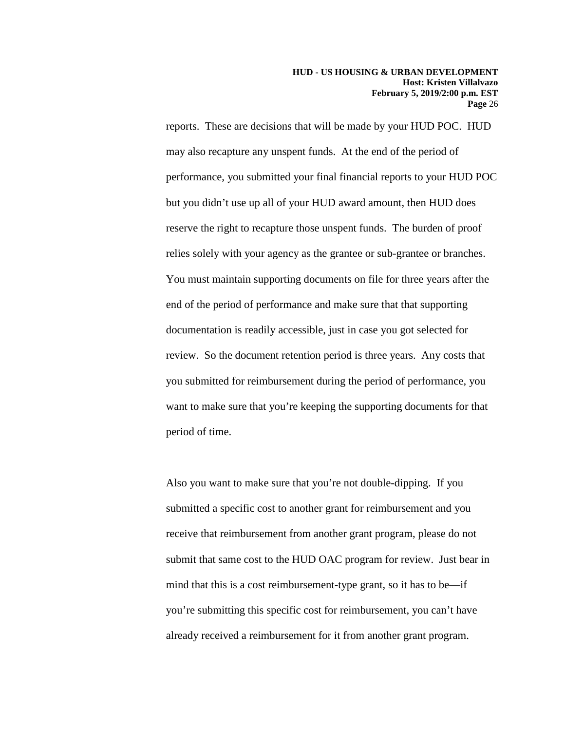reports. These are decisions that will be made by your HUD POC. HUD may also recapture any unspent funds. At the end of the period of performance, you submitted your final financial reports to your HUD POC but you didn't use up all of your HUD award amount, then HUD does reserve the right to recapture those unspent funds. The burden of proof relies solely with your agency as the grantee or sub-grantee or branches. You must maintain supporting documents on file for three years after the end of the period of performance and make sure that that supporting documentation is readily accessible, just in case you got selected for review. So the document retention period is three years. Any costs that you submitted for reimbursement during the period of performance, you want to make sure that you're keeping the supporting documents for that period of time.

Also you want to make sure that you're not double-dipping. If you submitted a specific cost to another grant for reimbursement and you receive that reimbursement from another grant program, please do not submit that same cost to the HUD OAC program for review. Just bear in mind that this is a cost reimbursement-type grant, so it has to be—if you're submitting this specific cost for reimbursement, you can't have already received a reimbursement for it from another grant program.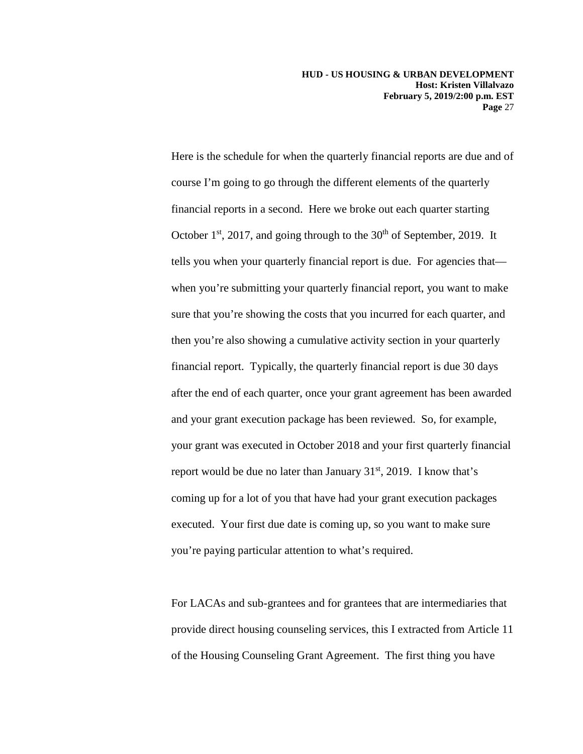Here is the schedule for when the quarterly financial reports are due and of course I'm going to go through the different elements of the quarterly financial reports in a second. Here we broke out each quarter starting October 1st, 2017, and going through to the 30th of September, 2019. It tells you when your quarterly financial report is due. For agencies that—when you're submitting your quarterly financial report, you want to make sure that you're showing the costs that you incurred for each quarter, and then you're also showing a cumulative activity section in your quarterly financial report. Typically, the quarterly financial report is due 30 days after the end of each quarter, once your grant agreement has been awarded and your grant execution package has been reviewed. So, for example, your grant was executed in October 2018 and your first quarterly financial report would be due no later than January 31st, 2019. I know that's coming up for a lot of you that have had your grant execution packages executed. Your first due date is coming up, so you want to make sure you're paying particular attention to what's required.

For LACAs and sub-grantees and for grantees that are intermediaries that provide direct housing counseling services, this I extracted from Article 11 of the Housing Counseling Grant Agreement. The first thing you have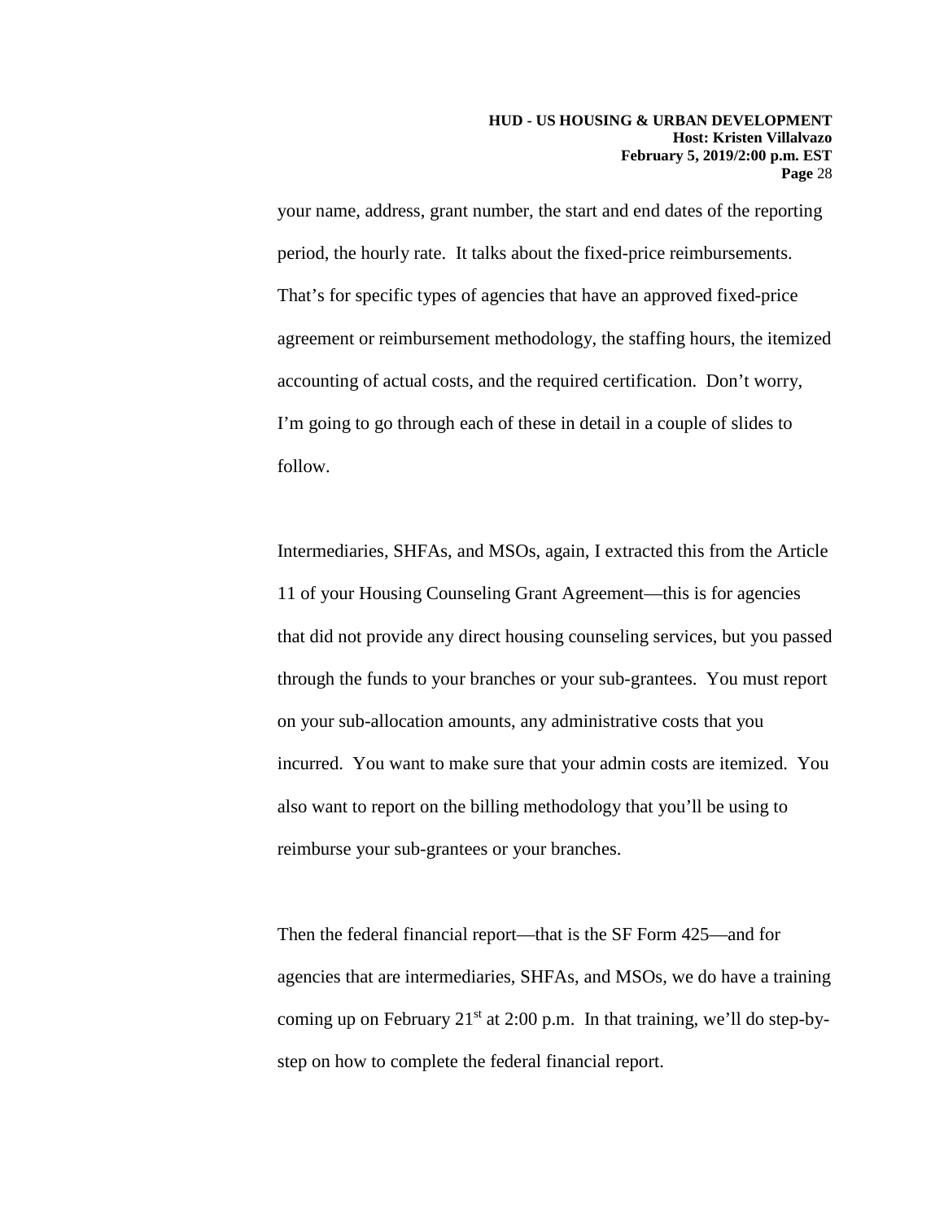your name, address, grant number, the start and end dates of the reporting period, the hourly rate. It talks about the fixed-price reimbursements. That's for specific types of agencies that have an approved fixed-price agreement or reimbursement methodology, the staffing hours, the itemized accounting of actual costs, and the required certification. Don't worry, I'm going to go through each of these in detail in a couple of slides to follow.

Intermediaries, SHFAs, and MSOs, again, I extracted this from the Article 11 of your Housing Counseling Grant Agreement—this is for agencies that did not provide any direct housing counseling services, but you passed through the funds to your branches or your sub-grantees. You must report on your sub-allocation amounts, any administrative costs that you incurred. You want to make sure that your admin costs are itemized. You also want to report on the billing methodology that you'll be using to reimburse your sub-grantees or your branches.

Then the federal financial report—that is the SF Form 425—and for agencies that are intermediaries, SHFAs, and MSOs, we do have a training coming up on February 21st at 2:00 p.m. In that training, we'll do step-by-step on how to complete the federal financial report.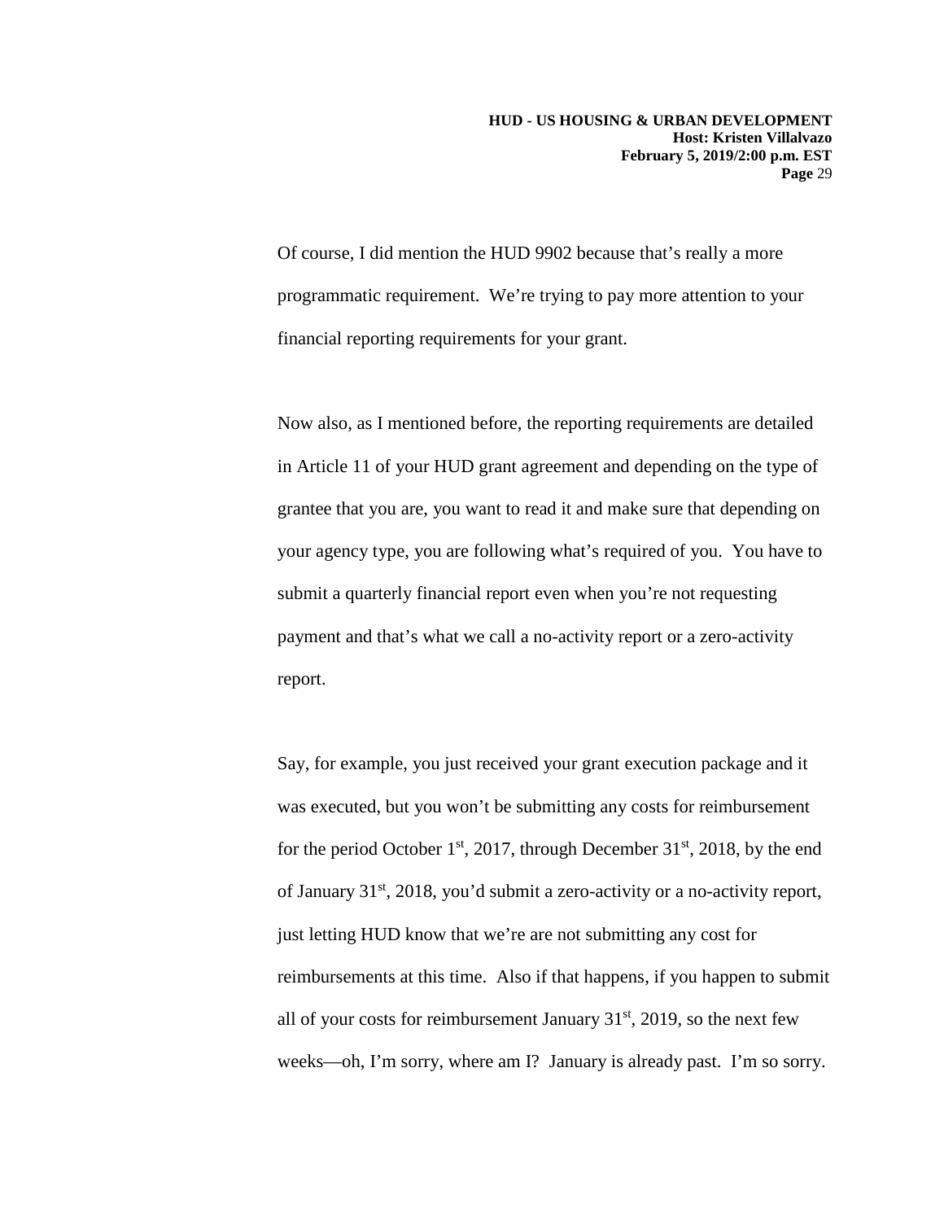Of course, I did mention the HUD 9902 because that's really a more programmatic requirement. We're trying to pay more attention to your financial reporting requirements for your grant.

Now also, as I mentioned before, the reporting requirements are detailed in Article 11 of your HUD grant agreement and depending on the type of grantee that you are, you want to read it and make sure that depending on your agency type, you are following what's required of you. You have to submit a quarterly financial report even when you're not requesting payment and that's what we call a no-activity report or a zero-activity report.

Say, for example, you just received your grant execution package and it was executed, but you won't be submitting any costs for reimbursement for the period October 1st, 2017, through December 31st, 2018, by the end of January 31st, 2018, you'd submit a zero-activity or a no-activity report, just letting HUD know that we're are not submitting any cost for reimbursements at this time. Also if that happens, if you happen to submit all of your costs for reimbursement January 31st, 2019, so the next few weeks—oh, I'm sorry, where am I? January is already past. I'm so sorry.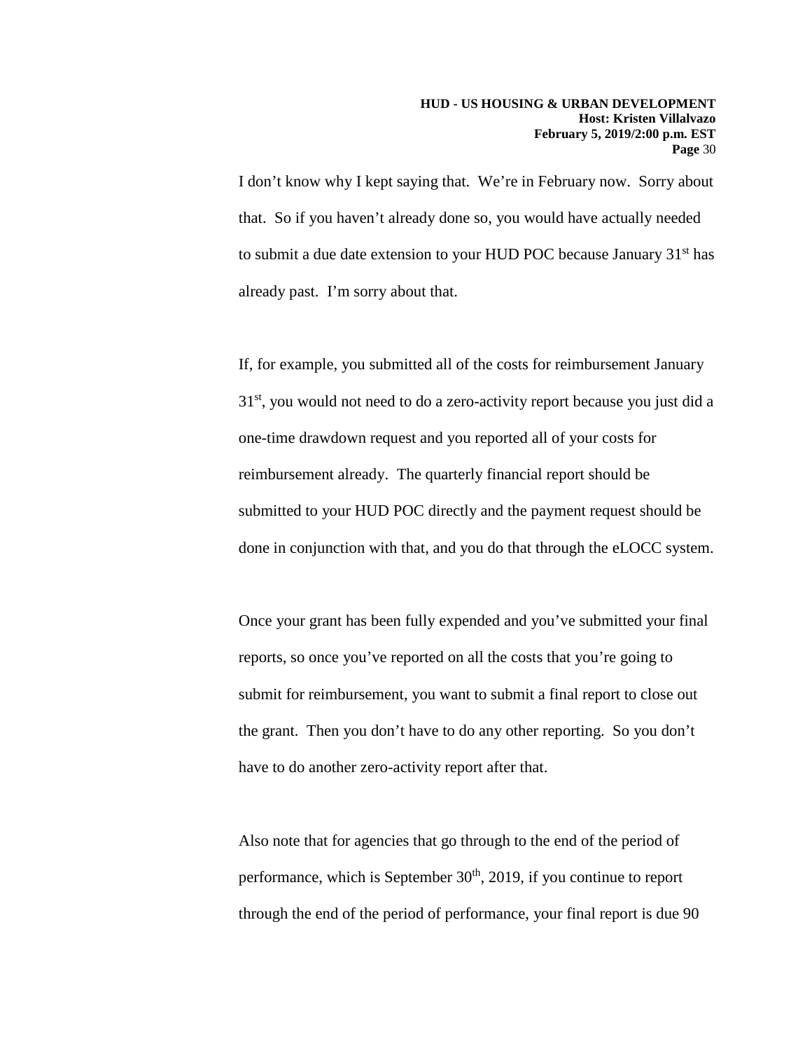I don't know why I kept saying that. We're in February now. Sorry about that. So if you haven't already done so, you would have actually needed to submit a due date extension to your HUD POC because January 31st has already past. I'm sorry about that.

If, for example, you submitted all of the costs for reimbursement January 31st, you would not need to do a zero-activity report because you just did a one-time drawdown request and you reported all of your costs for reimbursement already. The quarterly financial report should be submitted to your HUD POC directly and the payment request should be done in conjunction with that, and you do that through the eLOCC system.

Once your grant has been fully expended and you've submitted your final reports, so once you've reported on all the costs that you're going to submit for reimbursement, you want to submit a final report to close out the grant. Then you don't have to do any other reporting. So you don't have to do another zero-activity report after that.

Also note that for agencies that go through to the end of the period of performance, which is September 30th, 2019, if you continue to report through the end of the period of performance, your final report is due 90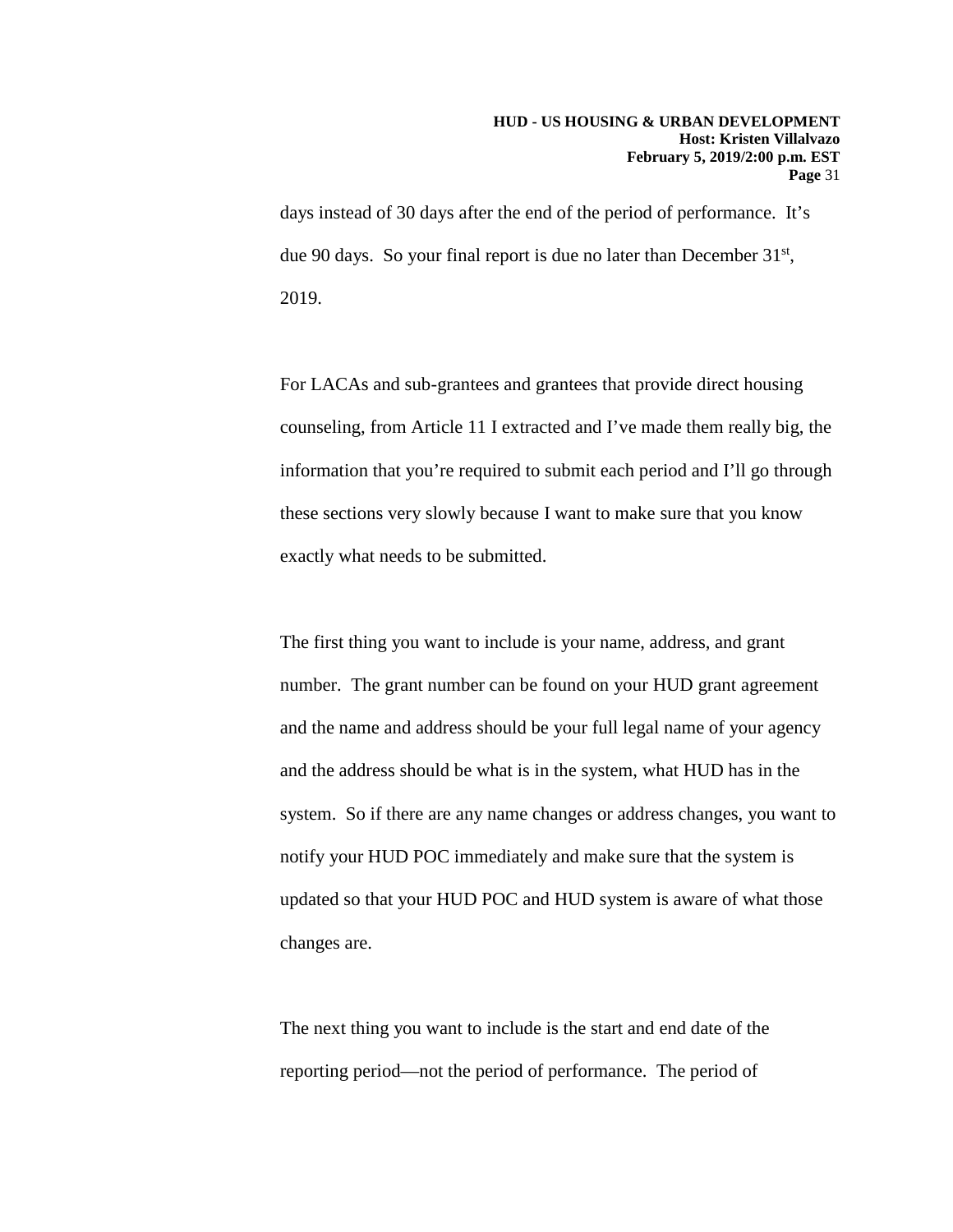days instead of 30 days after the end of the period of performance. It's due 90 days. So your final report is due no later than December 31st, 2019.

For LACAs and sub-grantees and grantees that provide direct housing counseling, from Article 11 I extracted and I've made them really big, the information that you're required to submit each period and I'll go through these sections very slowly because I want to make sure that you know exactly what needs to be submitted.

The first thing you want to include is your name, address, and grant number. The grant number can be found on your HUD grant agreement and the name and address should be your full legal name of your agency and the address should be what is in the system, what HUD has in the system. So if there are any name changes or address changes, you want to notify your HUD POC immediately and make sure that the system is updated so that your HUD POC and HUD system is aware of what those changes are.

The next thing you want to include is the start and end date of the reporting period—not the period of performance. The period of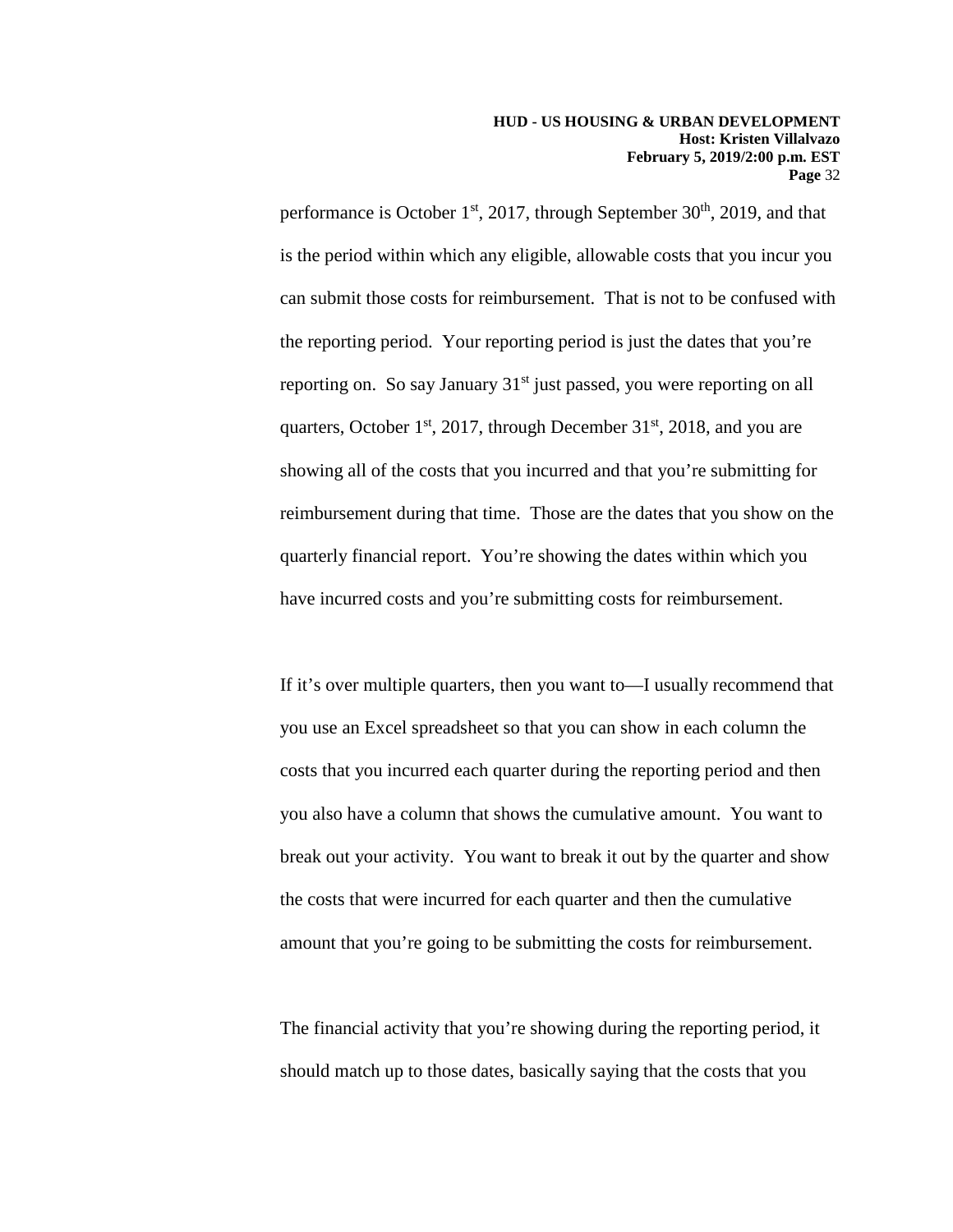performance is October 1st, 2017, through September 30th, 2019, and that is the period within which any eligible, allowable costs that you incur you can submit those costs for reimbursement. That is not to be confused with the reporting period. Your reporting period is just the dates that you're reporting on. So say January 31st just passed, you were reporting on all quarters, October 1st, 2017, through December 31st, 2018, and you are showing all of the costs that you incurred and that you're submitting for reimbursement during that time. Those are the dates that you show on the quarterly financial report. You're showing the dates within which you have incurred costs and you're submitting costs for reimbursement.

If it's over multiple quarters, then you want to—I usually recommend that you use an Excel spreadsheet so that you can show in each column the costs that you incurred each quarter during the reporting period and then you also have a column that shows the cumulative amount. You want to break out your activity. You want to break it out by the quarter and show the costs that were incurred for each quarter and then the cumulative amount that you're going to be submitting the costs for reimbursement.

The financial activity that you're showing during the reporting period, it should match up to those dates, basically saying that the costs that you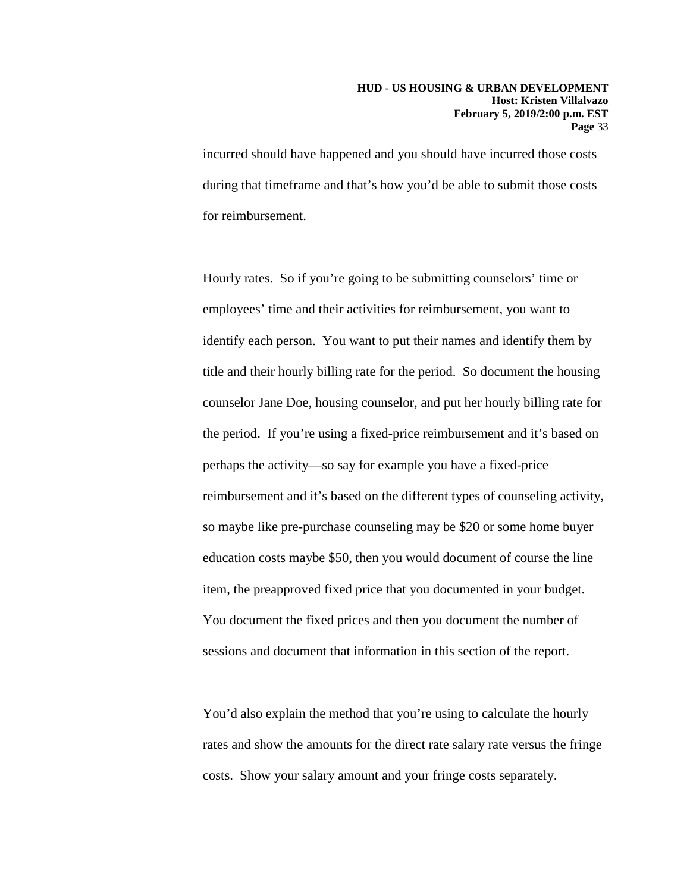incurred should have happened and you should have incurred those costs during that timeframe and that's how you'd be able to submit those costs for reimbursement.

Hourly rates. So if you're going to be submitting counselors' time or employees' time and their activities for reimbursement, you want to identify each person. You want to put their names and identify them by title and their hourly billing rate for the period. So document the housing counselor Jane Doe, housing counselor, and put her hourly billing rate for the period. If you're using a fixed-price reimbursement and it's based on perhaps the activity—so say for example you have a fixed-price reimbursement and it's based on the different types of counseling activity, so maybe like pre-purchase counseling may be $20 or some home buyer education costs maybe $50, then you would document of course the line item, the preapproved fixed price that you documented in your budget. You document the fixed prices and then you document the number of sessions and document that information in this section of the report.

You'd also explain the method that you're using to calculate the hourly rates and show the amounts for the direct rate salary rate versus the fringe costs. Show your salary amount and your fringe costs separately.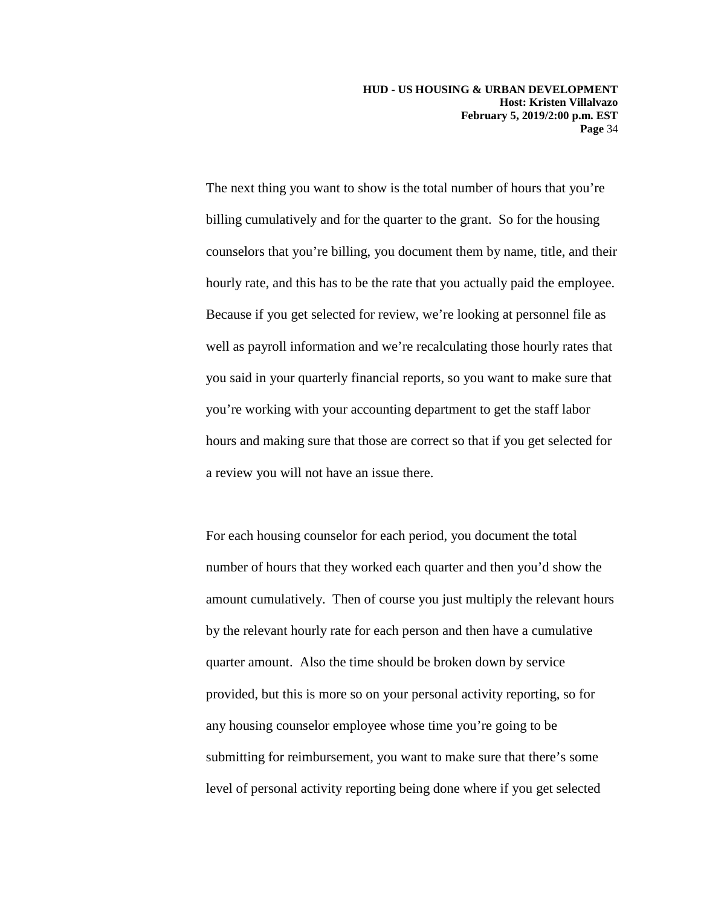The next thing you want to show is the total number of hours that you're billing cumulatively and for the quarter to the grant. So for the housing counselors that you're billing, you document them by name, title, and their hourly rate, and this has to be the rate that you actually paid the employee. Because if you get selected for review, we're looking at personnel file as well as payroll information and we're recalculating those hourly rates that you said in your quarterly financial reports, so you want to make sure that you're working with your accounting department to get the staff labor hours and making sure that those are correct so that if you get selected for a review you will not have an issue there.

For each housing counselor for each period, you document the total number of hours that they worked each quarter and then you'd show the amount cumulatively. Then of course you just multiply the relevant hours by the relevant hourly rate for each person and then have a cumulative quarter amount. Also the time should be broken down by service provided, but this is more so on your personal activity reporting, so for any housing counselor employee whose time you're going to be submitting for reimbursement, you want to make sure that there's some level of personal activity reporting being done where if you get selected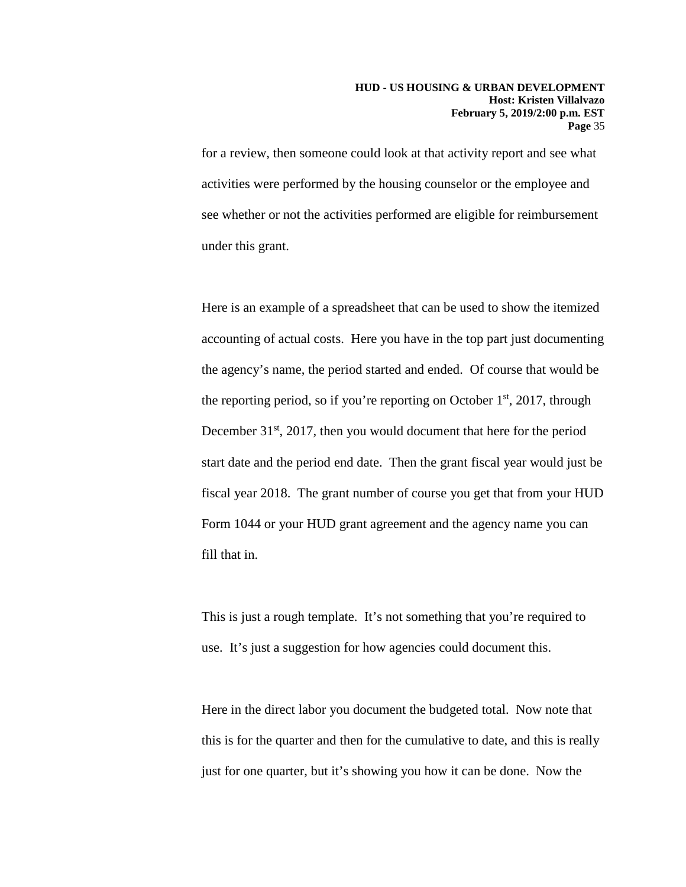for a review, then someone could look at that activity report and see what activities were performed by the housing counselor or the employee and see whether or not the activities performed are eligible for reimbursement under this grant.

Here is an example of a spreadsheet that can be used to show the itemized accounting of actual costs. Here you have in the top part just documenting the agency's name, the period started and ended. Of course that would be the reporting period, so if you're reporting on October 1st, 2017, through December 31st, 2017, then you would document that here for the period start date and the period end date. Then the grant fiscal year would just be fiscal year 2018. The grant number of course you get that from your HUD Form 1044 or your HUD grant agreement and the agency name you can fill that in.

This is just a rough template. It's not something that you're required to use. It's just a suggestion for how agencies could document this.

Here in the direct labor you document the budgeted total. Now note that this is for the quarter and then for the cumulative to date, and this is really just for one quarter, but it's showing you how it can be done. Now the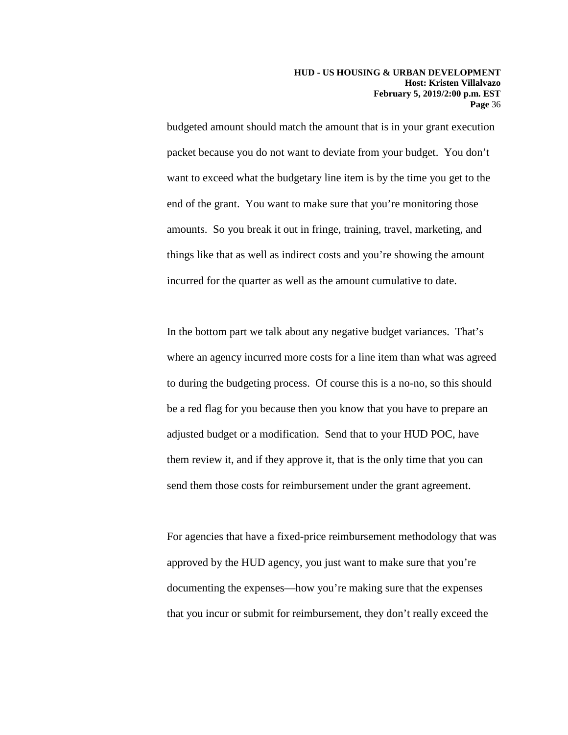budgeted amount should match the amount that is in your grant execution packet because you do not want to deviate from your budget. You don't want to exceed what the budgetary line item is by the time you get to the end of the grant. You want to make sure that you're monitoring those amounts. So you break it out in fringe, training, travel, marketing, and things like that as well as indirect costs and you're showing the amount incurred for the quarter as well as the amount cumulative to date.

In the bottom part we talk about any negative budget variances. That's where an agency incurred more costs for a line item than what was agreed to during the budgeting process. Of course this is a no-no, so this should be a red flag for you because then you know that you have to prepare an adjusted budget or a modification. Send that to your HUD POC, have them review it, and if they approve it, that is the only time that you can send them those costs for reimbursement under the grant agreement.

For agencies that have a fixed-price reimbursement methodology that was approved by the HUD agency, you just want to make sure that you're documenting the expenses—how you're making sure that the expenses that you incur or submit for reimbursement, they don't really exceed the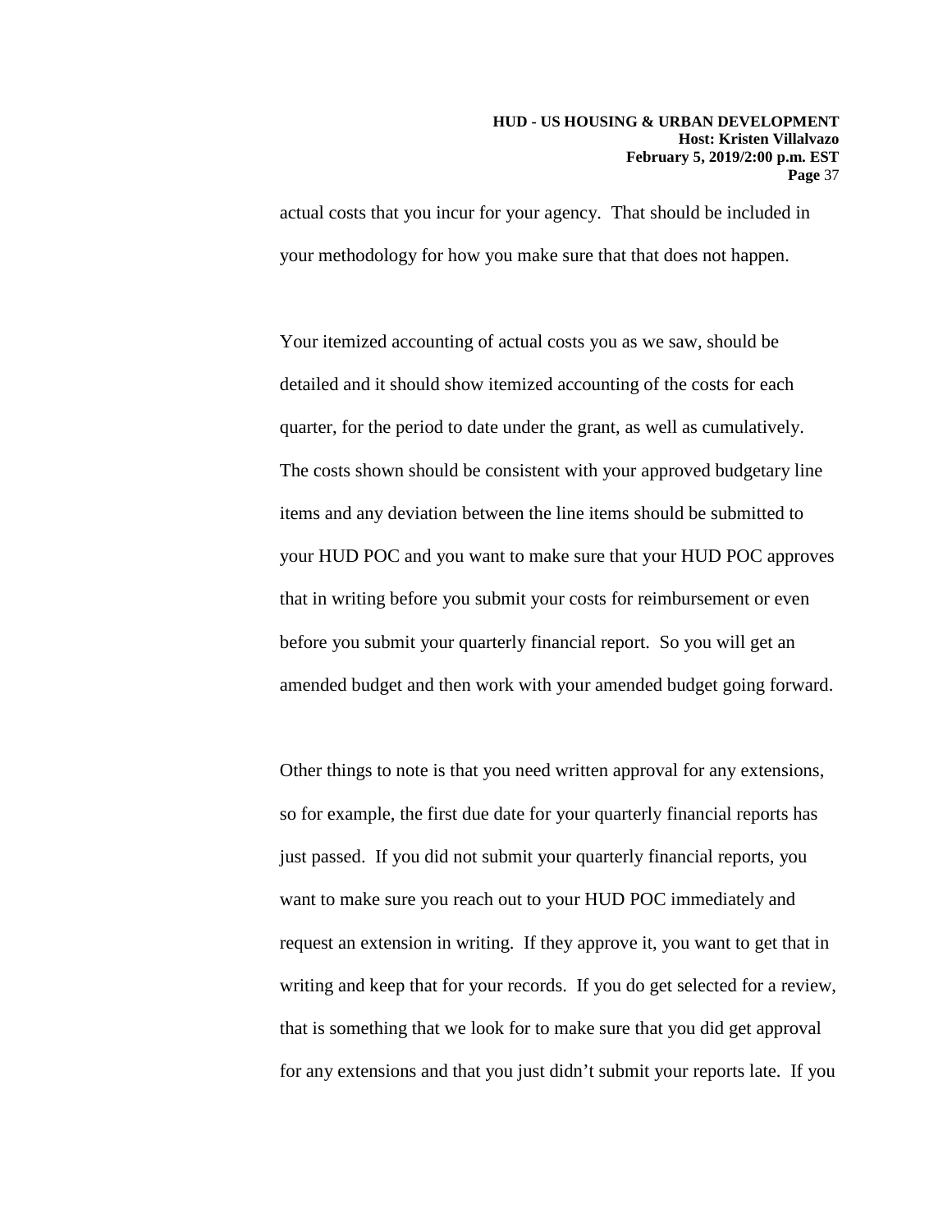actual costs that you incur for your agency. That should be included in your methodology for how you make sure that that does not happen.

Your itemized accounting of actual costs you as we saw, should be detailed and it should show itemized accounting of the costs for each quarter, for the period to date under the grant, as well as cumulatively. The costs shown should be consistent with your approved budgetary line items and any deviation between the line items should be submitted to your HUD POC and you want to make sure that your HUD POC approves that in writing before you submit your costs for reimbursement or even before you submit your quarterly financial report. So you will get an amended budget and then work with your amended budget going forward.

Other things to note is that you need written approval for any extensions, so for example, the first due date for your quarterly financial reports has just passed. If you did not submit your quarterly financial reports, you want to make sure you reach out to your HUD POC immediately and request an extension in writing. If they approve it, you want to get that in writing and keep that for your records. If you do get selected for a review, that is something that we look for to make sure that you did get approval for any extensions and that you just didn't submit your reports late. If you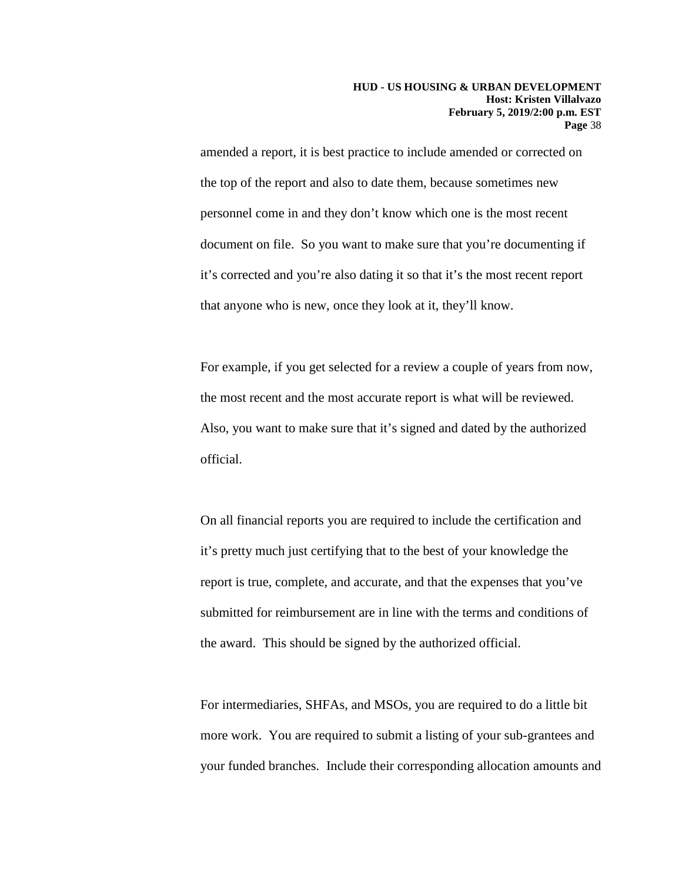amended a report, it is best practice to include amended or corrected on the top of the report and also to date them, because sometimes new personnel come in and they don't know which one is the most recent document on file. So you want to make sure that you're documenting if it's corrected and you're also dating it so that it's the most recent report that anyone who is new, once they look at it, they'll know.

For example, if you get selected for a review a couple of years from now, the most recent and the most accurate report is what will be reviewed. Also, you want to make sure that it's signed and dated by the authorized official.

On all financial reports you are required to include the certification and it's pretty much just certifying that to the best of your knowledge the report is true, complete, and accurate, and that the expenses that you've submitted for reimbursement are in line with the terms and conditions of the award. This should be signed by the authorized official.

For intermediaries, SHFAs, and MSOs, you are required to do a little bit more work. You are required to submit a listing of your sub-grantees and your funded branches. Include their corresponding allocation amounts and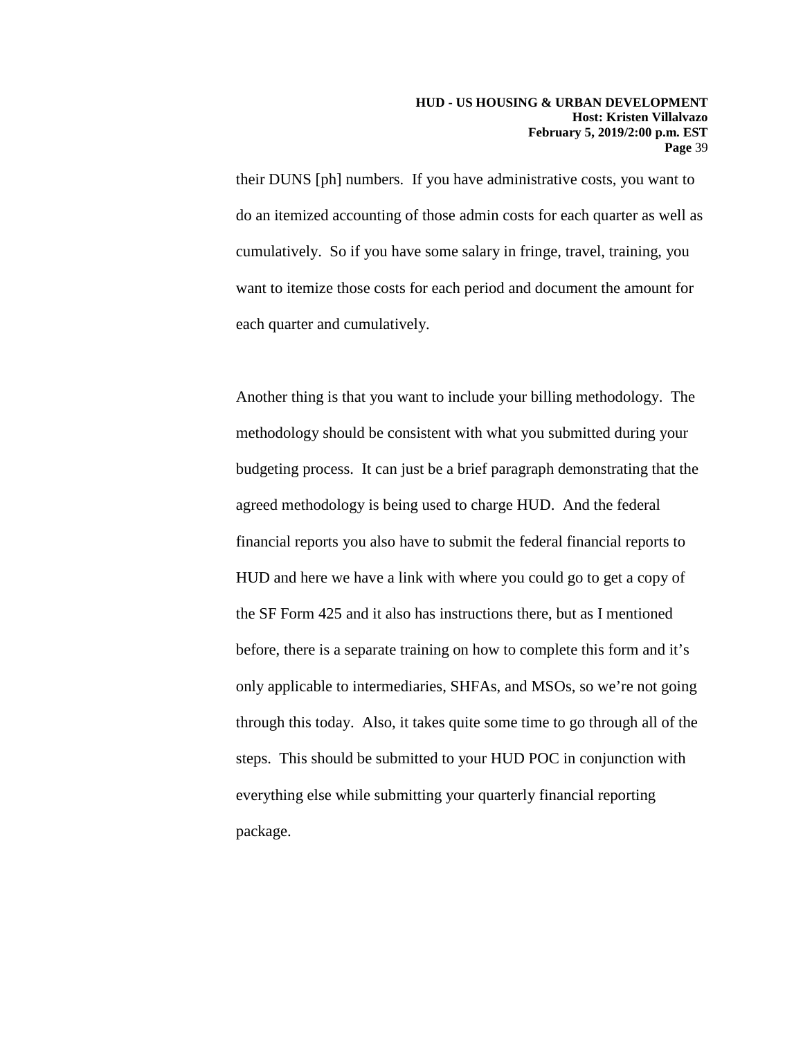their DUNS [ph] numbers.  If you have administrative costs, you want to do an itemized accounting of those admin costs for each quarter as well as cumulatively.  So if you have some salary in fringe, travel, training, you want to itemize those costs for each period and document the amount for each quarter and cumulatively.

Another thing is that you want to include your billing methodology.  The methodology should be consistent with what you submitted during your budgeting process.  It can just be a brief paragraph demonstrating that the agreed methodology is being used to charge HUD.  And the federal financial reports you also have to submit the federal financial reports to HUD and here we have a link with where you could go to get a copy of the SF Form 425 and it also has instructions there, but as I mentioned before, there is a separate training on how to complete this form and it's only applicable to intermediaries, SHFAs, and MSOs, so we're not going through this today.  Also, it takes quite some time to go through all of the steps.  This should be submitted to your HUD POC in conjunction with everything else while submitting your quarterly financial reporting package.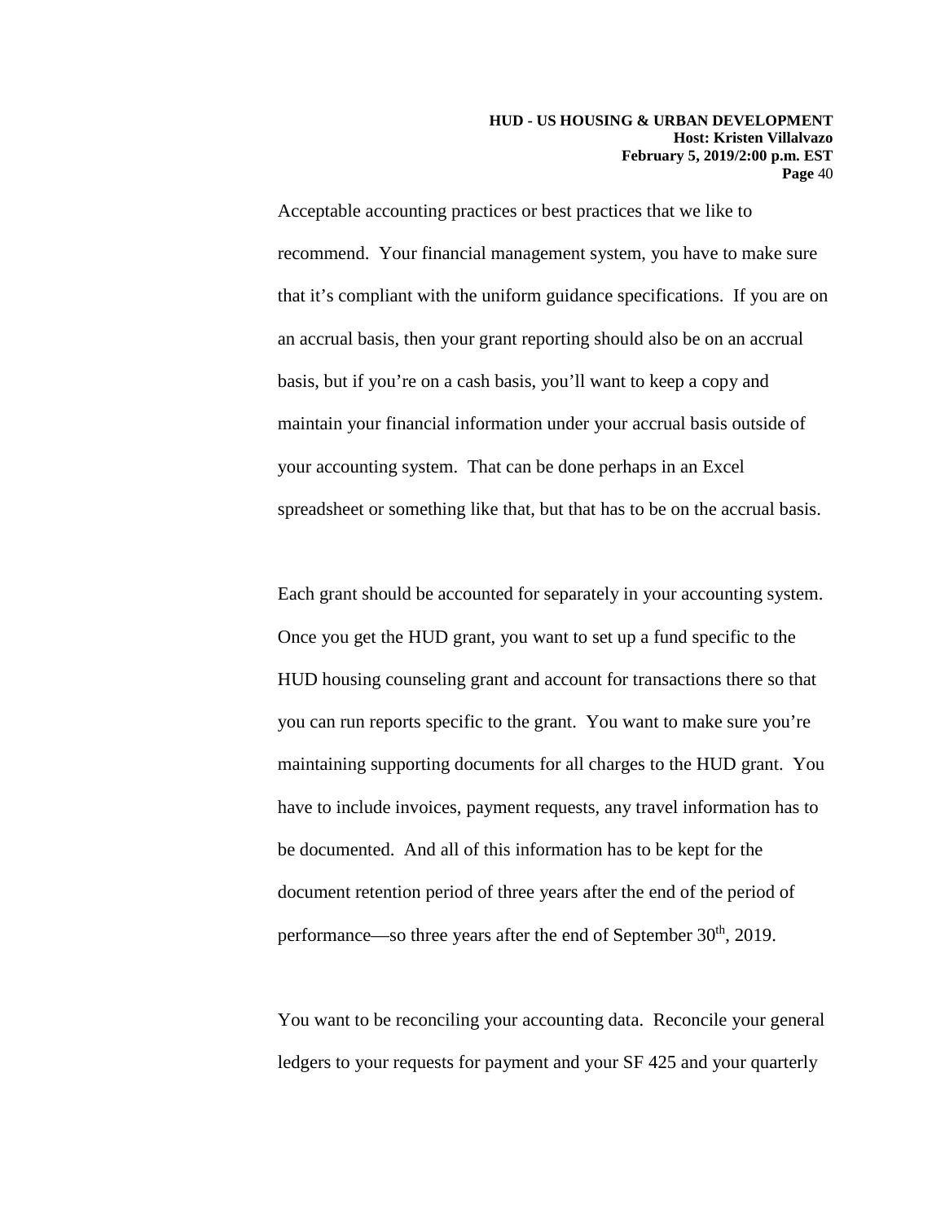Acceptable accounting practices or best practices that we like to recommend. Your financial management system, you have to make sure that it's compliant with the uniform guidance specifications. If you are on an accrual basis, then your grant reporting should also be on an accrual basis, but if you're on a cash basis, you'll want to keep a copy and maintain your financial information under your accrual basis outside of your accounting system. That can be done perhaps in an Excel spreadsheet or something like that, but that has to be on the accrual basis.

Each grant should be accounted for separately in your accounting system. Once you get the HUD grant, you want to set up a fund specific to the HUD housing counseling grant and account for transactions there so that you can run reports specific to the grant. You want to make sure you're maintaining supporting documents for all charges to the HUD grant. You have to include invoices, payment requests, any travel information has to be documented. And all of this information has to be kept for the document retention period of three years after the end of the period of performance—so three years after the end of September 30th, 2019.

You want to be reconciling your accounting data. Reconcile your general ledgers to your requests for payment and your SF 425 and your quarterly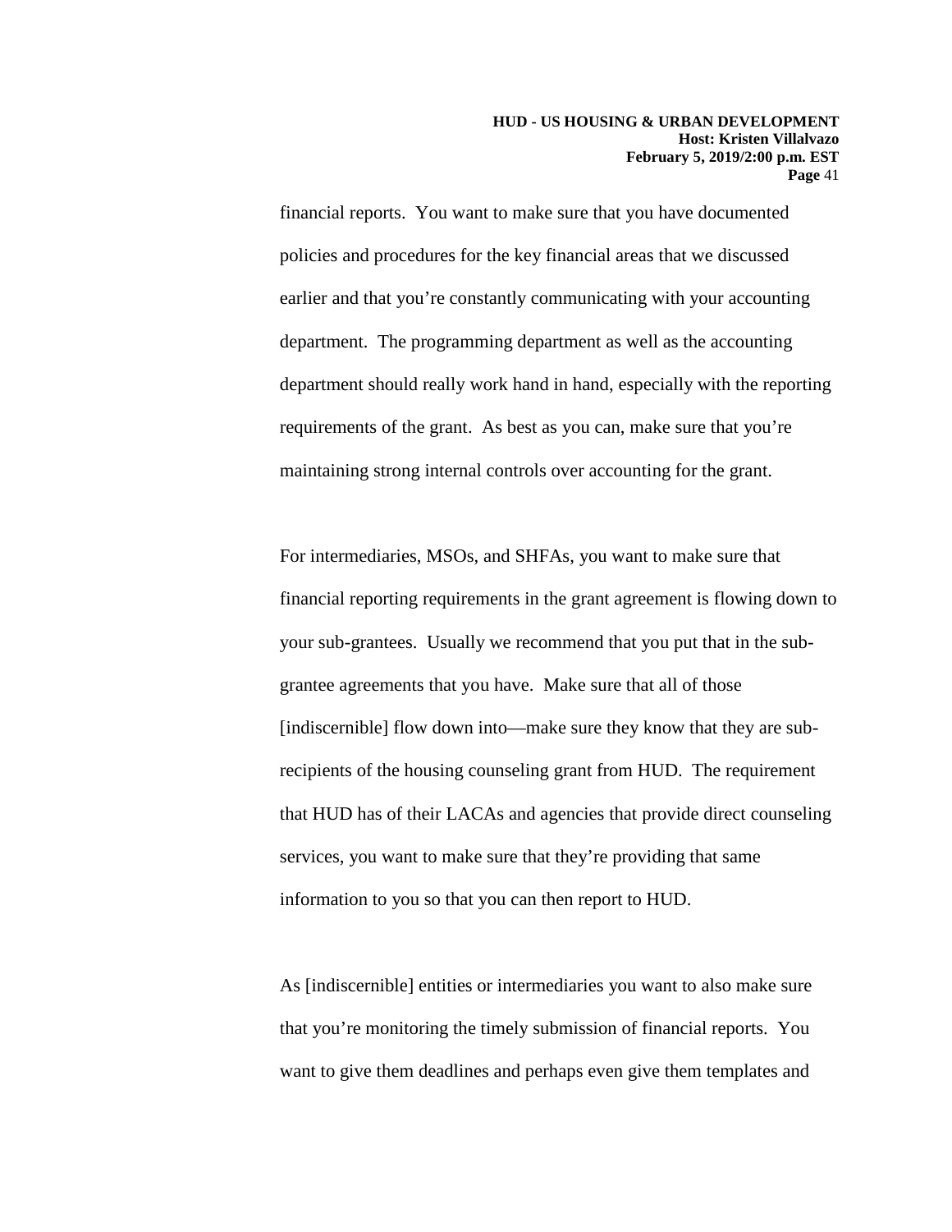financial reports. You want to make sure that you have documented policies and procedures for the key financial areas that we discussed earlier and that you're constantly communicating with your accounting department. The programming department as well as the accounting department should really work hand in hand, especially with the reporting requirements of the grant. As best as you can, make sure that you're maintaining strong internal controls over accounting for the grant.

For intermediaries, MSOs, and SHFAs, you want to make sure that financial reporting requirements in the grant agreement is flowing down to your sub-grantees. Usually we recommend that you put that in the sub-grantee agreements that you have. Make sure that all of those [indiscernible] flow down into—make sure they know that they are sub-recipients of the housing counseling grant from HUD. The requirement that HUD has of their LACAs and agencies that provide direct counseling services, you want to make sure that they're providing that same information to you so that you can then report to HUD.

As [indiscernible] entities or intermediaries you want to also make sure that you're monitoring the timely submission of financial reports. You want to give them deadlines and perhaps even give them templates and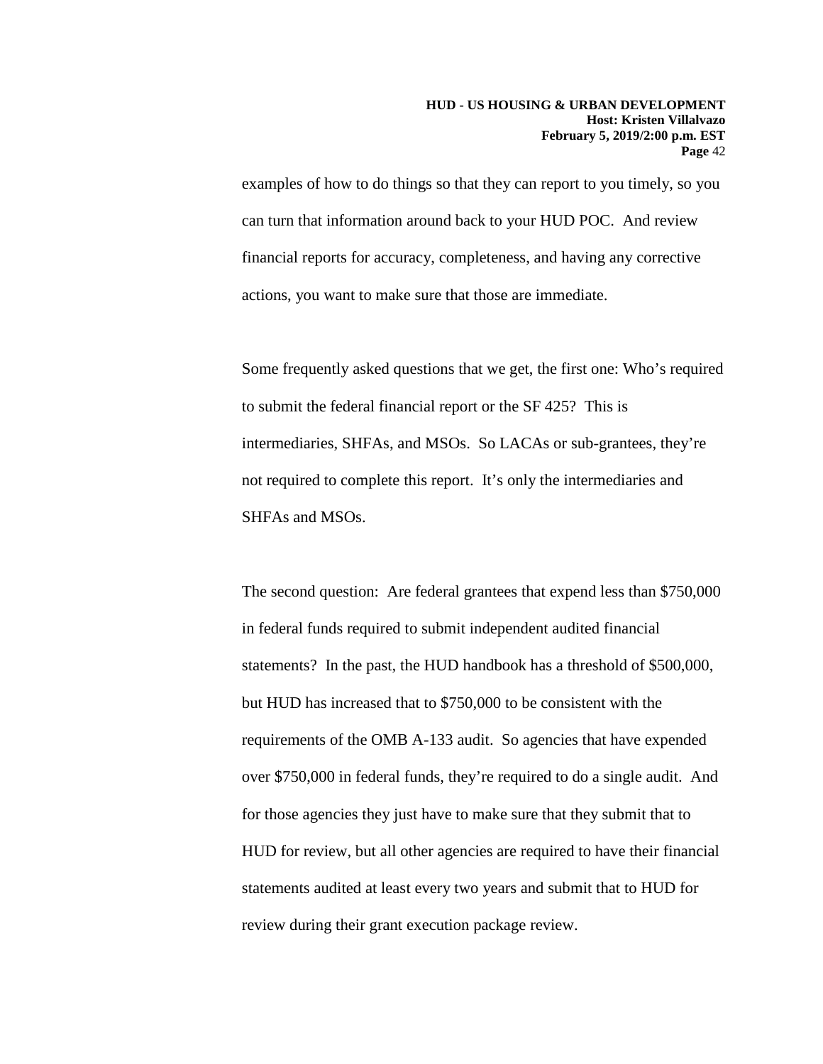examples of how to do things so that they can report to you timely, so you can turn that information around back to your HUD POC. And review financial reports for accuracy, completeness, and having any corrective actions, you want to make sure that those are immediate.

Some frequently asked questions that we get, the first one: Who's required to submit the federal financial report or the SF 425? This is intermediaries, SHFAs, and MSOs. So LACAs or sub-grantees, they're not required to complete this report. It's only the intermediaries and SHFAs and MSOs.

The second question: Are federal grantees that expend less than $750,000 in federal funds required to submit independent audited financial statements? In the past, the HUD handbook has a threshold of $500,000, but HUD has increased that to $750,000 to be consistent with the requirements of the OMB A-133 audit. So agencies that have expended over $750,000 in federal funds, they're required to do a single audit. And for those agencies they just have to make sure that they submit that to HUD for review, but all other agencies are required to have their financial statements audited at least every two years and submit that to HUD for review during their grant execution package review.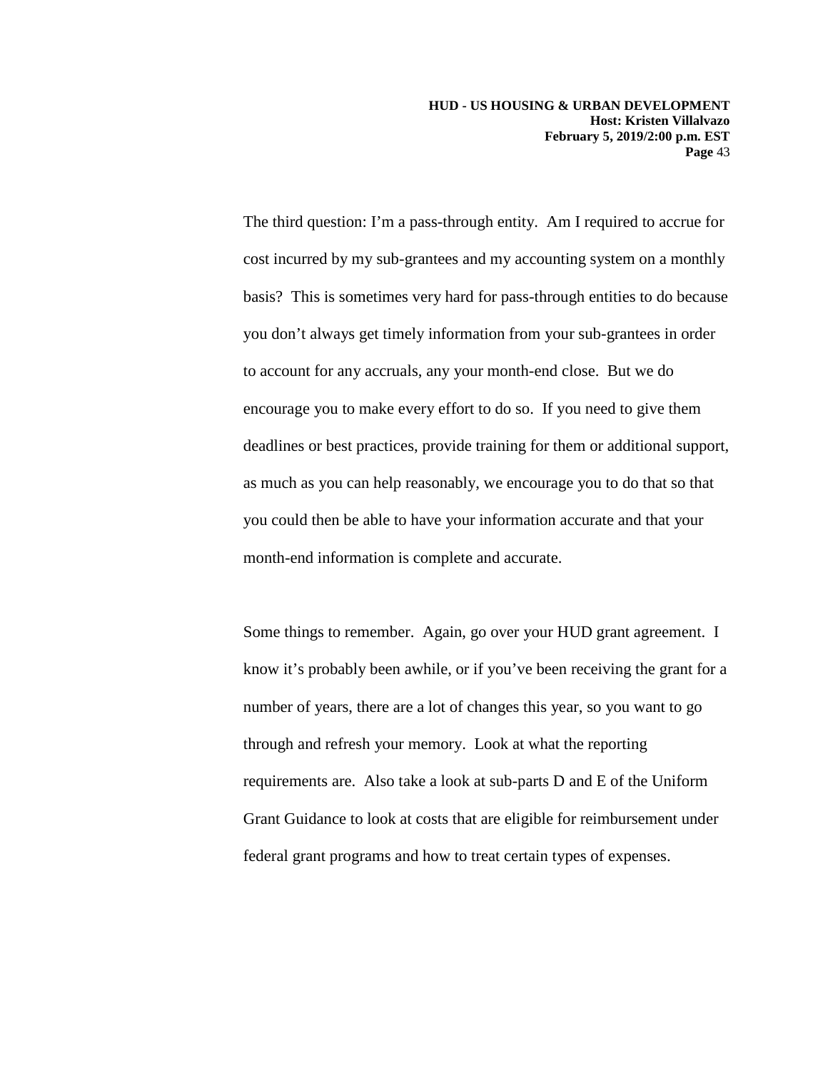The third question: I'm a pass-through entity. Am I required to accrue for cost incurred by my sub-grantees and my accounting system on a monthly basis? This is sometimes very hard for pass-through entities to do because you don't always get timely information from your sub-grantees in order to account for any accruals, any your month-end close. But we do encourage you to make every effort to do so. If you need to give them deadlines or best practices, provide training for them or additional support, as much as you can help reasonably, we encourage you to do that so that you could then be able to have your information accurate and that your month-end information is complete and accurate.

Some things to remember. Again, go over your HUD grant agreement. I know it's probably been awhile, or if you've been receiving the grant for a number of years, there are a lot of changes this year, so you want to go through and refresh your memory. Look at what the reporting requirements are. Also take a look at sub-parts D and E of the Uniform Grant Guidance to look at costs that are eligible for reimbursement under federal grant programs and how to treat certain types of expenses.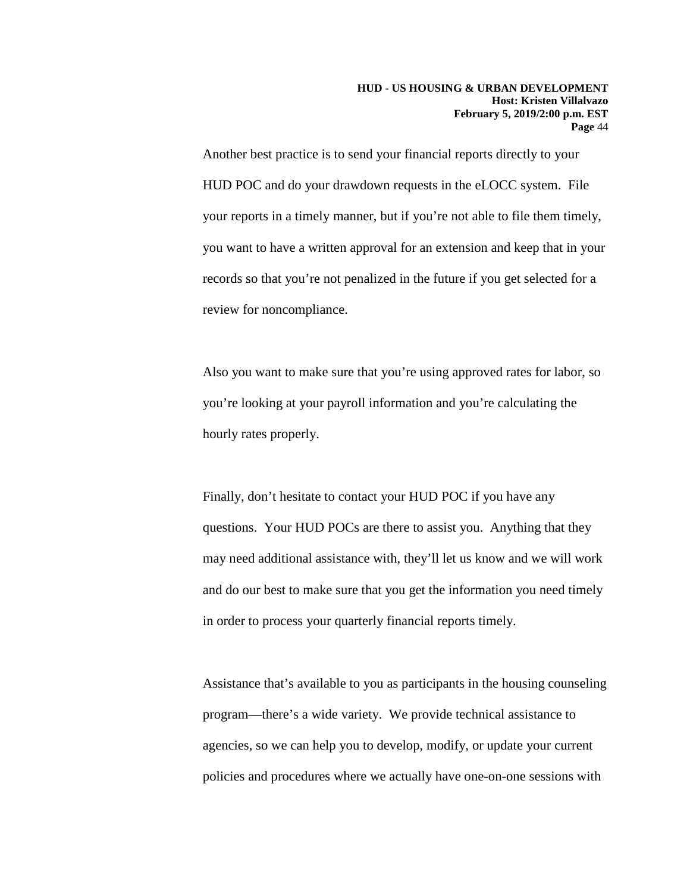Another best practice is to send your financial reports directly to your HUD POC and do your drawdown requests in the eLOCC system. File your reports in a timely manner, but if you're not able to file them timely, you want to have a written approval for an extension and keep that in your records so that you're not penalized in the future if you get selected for a review for noncompliance.

Also you want to make sure that you're using approved rates for labor, so you're looking at your payroll information and you're calculating the hourly rates properly.

Finally, don't hesitate to contact your HUD POC if you have any questions. Your HUD POCs are there to assist you. Anything that they may need additional assistance with, they'll let us know and we will work and do our best to make sure that you get the information you need timely in order to process your quarterly financial reports timely.

Assistance that's available to you as participants in the housing counseling program—there's a wide variety. We provide technical assistance to agencies, so we can help you to develop, modify, or update your current policies and procedures where we actually have one-on-one sessions with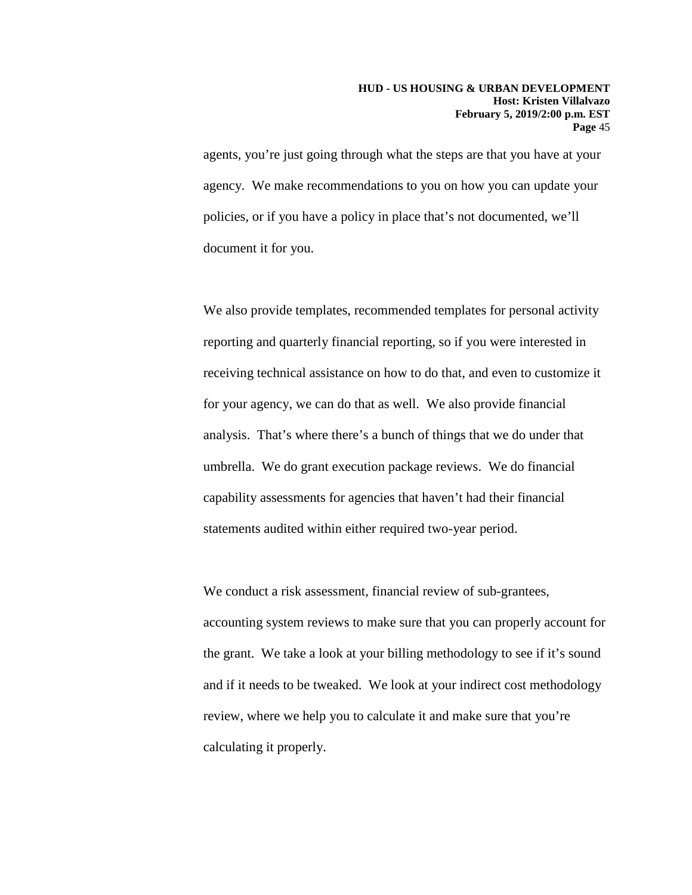agents, you're just going through what the steps are that you have at your agency. We make recommendations to you on how you can update your policies, or if you have a policy in place that's not documented, we'll document it for you.

We also provide templates, recommended templates for personal activity reporting and quarterly financial reporting, so if you were interested in receiving technical assistance on how to do that, and even to customize it for your agency, we can do that as well. We also provide financial analysis. That's where there's a bunch of things that we do under that umbrella. We do grant execution package reviews. We do financial capability assessments for agencies that haven't had their financial statements audited within either required two-year period.

We conduct a risk assessment, financial review of sub-grantees, accounting system reviews to make sure that you can properly account for the grant. We take a look at your billing methodology to see if it's sound and if it needs to be tweaked. We look at your indirect cost methodology review, where we help you to calculate it and make sure that you're calculating it properly.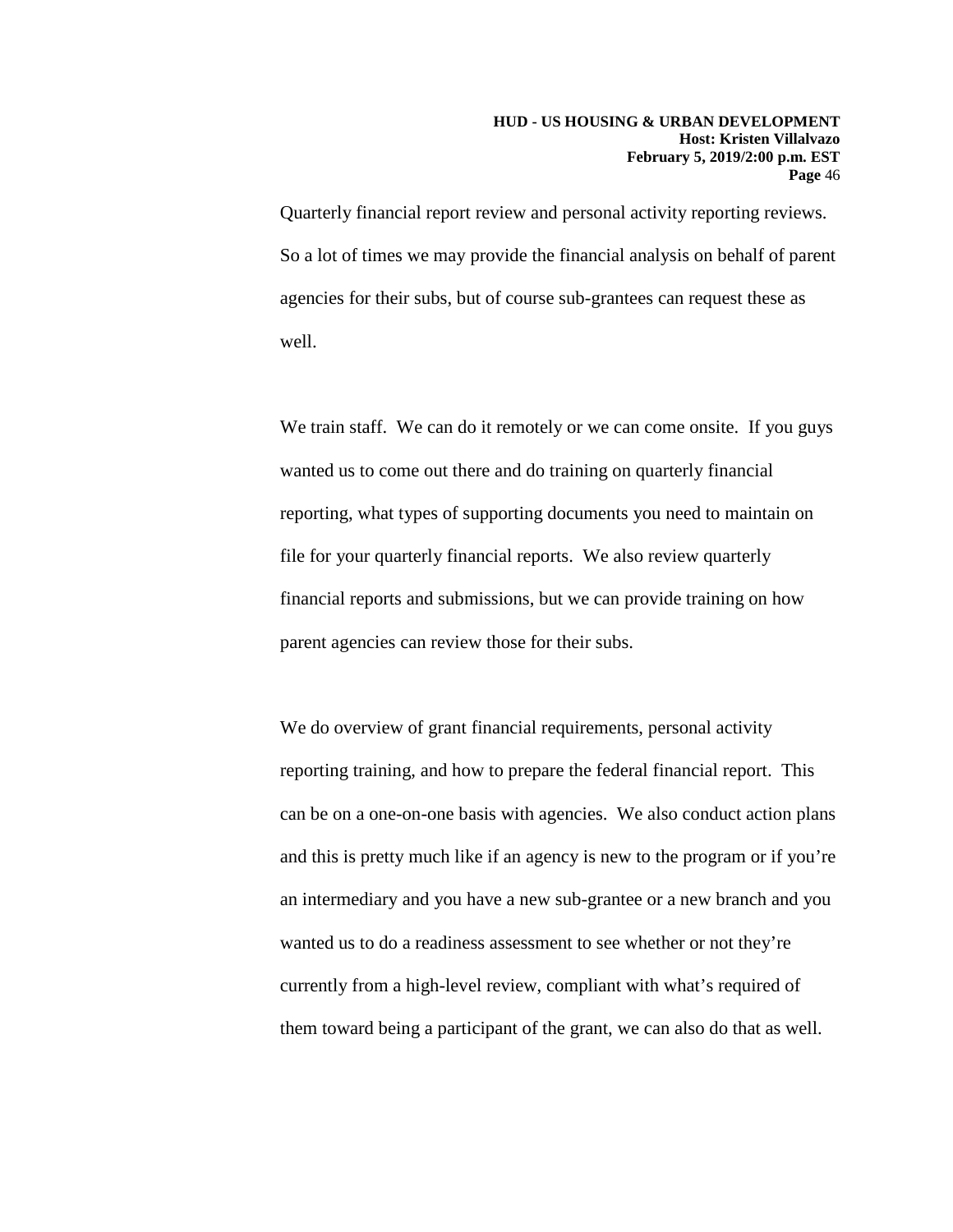Quarterly financial report review and personal activity reporting reviews. So a lot of times we may provide the financial analysis on behalf of parent agencies for their subs, but of course sub-grantees can request these as well.

We train staff. We can do it remotely or we can come onsite. If you guys wanted us to come out there and do training on quarterly financial reporting, what types of supporting documents you need to maintain on file for your quarterly financial reports. We also review quarterly financial reports and submissions, but we can provide training on how parent agencies can review those for their subs.

We do overview of grant financial requirements, personal activity reporting training, and how to prepare the federal financial report. This can be on a one-on-one basis with agencies. We also conduct action plans and this is pretty much like if an agency is new to the program or if you're an intermediary and you have a new sub-grantee or a new branch and you wanted us to do a readiness assessment to see whether or not they're currently from a high-level review, compliant with what's required of them toward being a participant of the grant, we can also do that as well.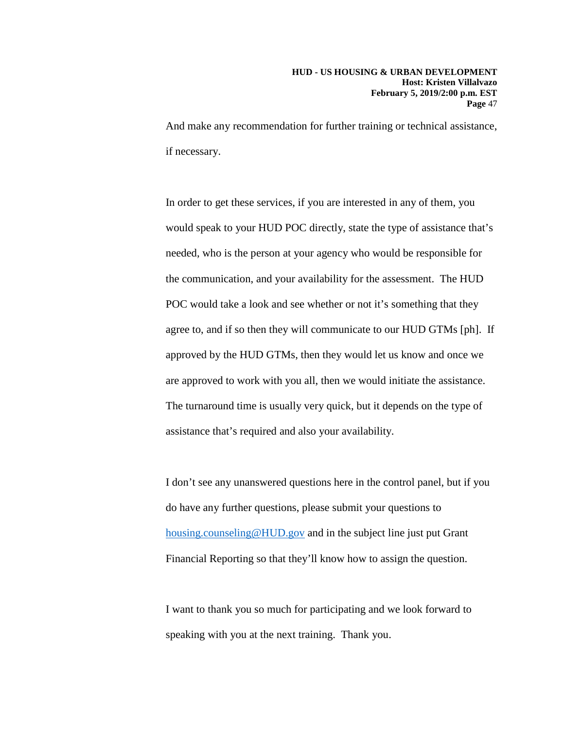And make any recommendation for further training or technical assistance, if necessary.

In order to get these services, if you are interested in any of them, you would speak to your HUD POC directly, state the type of assistance that's needed, who is the person at your agency who would be responsible for the communication, and your availability for the assessment. The HUD POC would take a look and see whether or not it's something that they agree to, and if so then they will communicate to our HUD GTMs [ph]. If approved by the HUD GTMs, then they would let us know and once we are approved to work with you all, then we would initiate the assistance. The turnaround time is usually very quick, but it depends on the type of assistance that's required and also your availability.

I don't see any unanswered questions here in the control panel, but if you do have any further questions, please submit your questions to [housing.counseling@HUD.gov](mailto:housing.counseling@HUD.gov) and in the subject line just put Grant Financial Reporting so that they'll know how to assign the question.

I want to thank you so much for participating and we look forward to speaking with you at the next training. Thank you.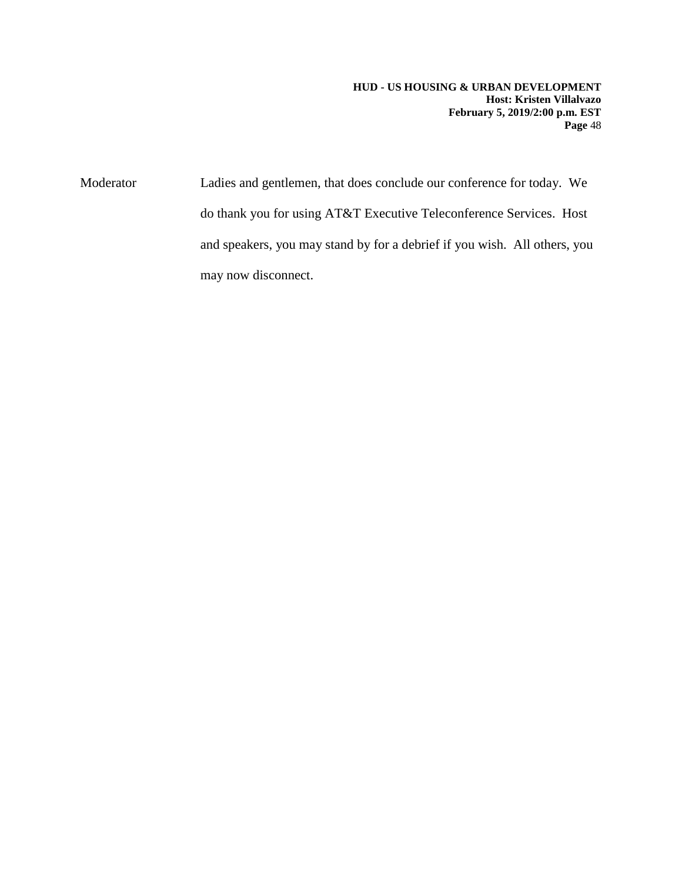Moderator Ladies and gentlemen, that does conclude our conference for today. We do thank you for using AT&T Executive Teleconference Services. Host and speakers, you may stand by for a debrief if you wish. All others, you may now disconnect.